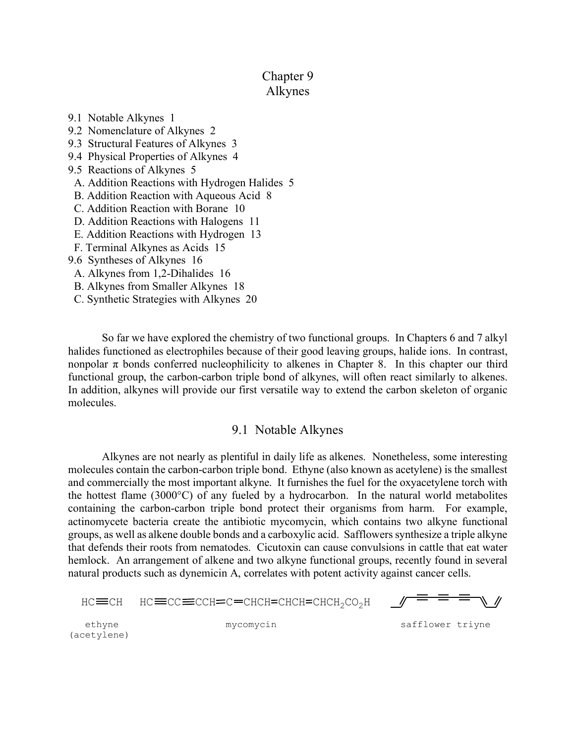# Chapter 9
# Alkynes

- 9.1 Notable Alkynes 1
- 9.2 Nomenclature of Alkynes 2
- 9.3 Structural Features of Alkynes 3
- 9.4 Physical Properties of Alkynes 4
- 9.5 Reactions of Alkynes 5
  - A. Addition Reactions with Hydrogen Halides 5
  - B. Addition Reaction with Aqueous Acid 8
  - C. Addition Reaction with Borane 10
  - D. Addition Reactions with Halogens 11
  - E. Addition Reactions with Hydrogen 13
  - F. Terminal Alkynes as Acids 15
- 9.6 Syntheses of Alkynes 16
  - A. Alkynes from 1,2-Dihalides 16
  - B. Alkynes from Smaller Alkynes 18
  - C. Synthetic Strategies with Alkynes 20

So far we have explored the chemistry of two functional groups. In Chapters 6 and 7 alkyl halides functioned as electrophiles because of their good leaving groups, halide ions. In contrast, nonpolar π bonds conferred nucleophilicity to alkenes in Chapter 8. In this chapter our third functional group, the carbon-carbon triple bond of alkynes, will often react similarly to alkenes. In addition, alkynes will provide our first versatile way to extend the carbon skeleton of organic molecules.

## 9.1 Notable Alkynes

Alkynes are not nearly as plentiful in daily life as alkenes. Nonetheless, some interesting molecules contain the carbon-carbon triple bond. Ethyne (also known as acetylene) is the smallest and commercially the most important alkyne. It furnishes the fuel for the oxyacetylene torch with the hottest flame (3000°C) of any fueled by a hydrocarbon. In the natural world metabolites containing the carbon-carbon triple bond protect their organisms from harm. For example, actinomycete bacteria create the antibiotic mycomycin, which contains two alkyne functional groups, as well as alkene double bonds and a carboxylic acid. Safflowers synthesize a triple alkyne that defends their roots from nematodes. Cicutoxin can cause convulsions in cattle that eat water hemlock. An arrangement of alkene and two alkyne functional groups, recently found in several natural products such as dynemicin A, correlates with potent activity against cancer cells.

HC≡CH &nbsp;&nbsp;&nbsp; HC≡CC≡CCH=C=CHCH=CHCH=CHCH$_2$CO$_2$H

ethyne (acetylene) &nbsp;&nbsp;&nbsp; mycomycin &nbsp;&nbsp;&nbsp; safflower triyne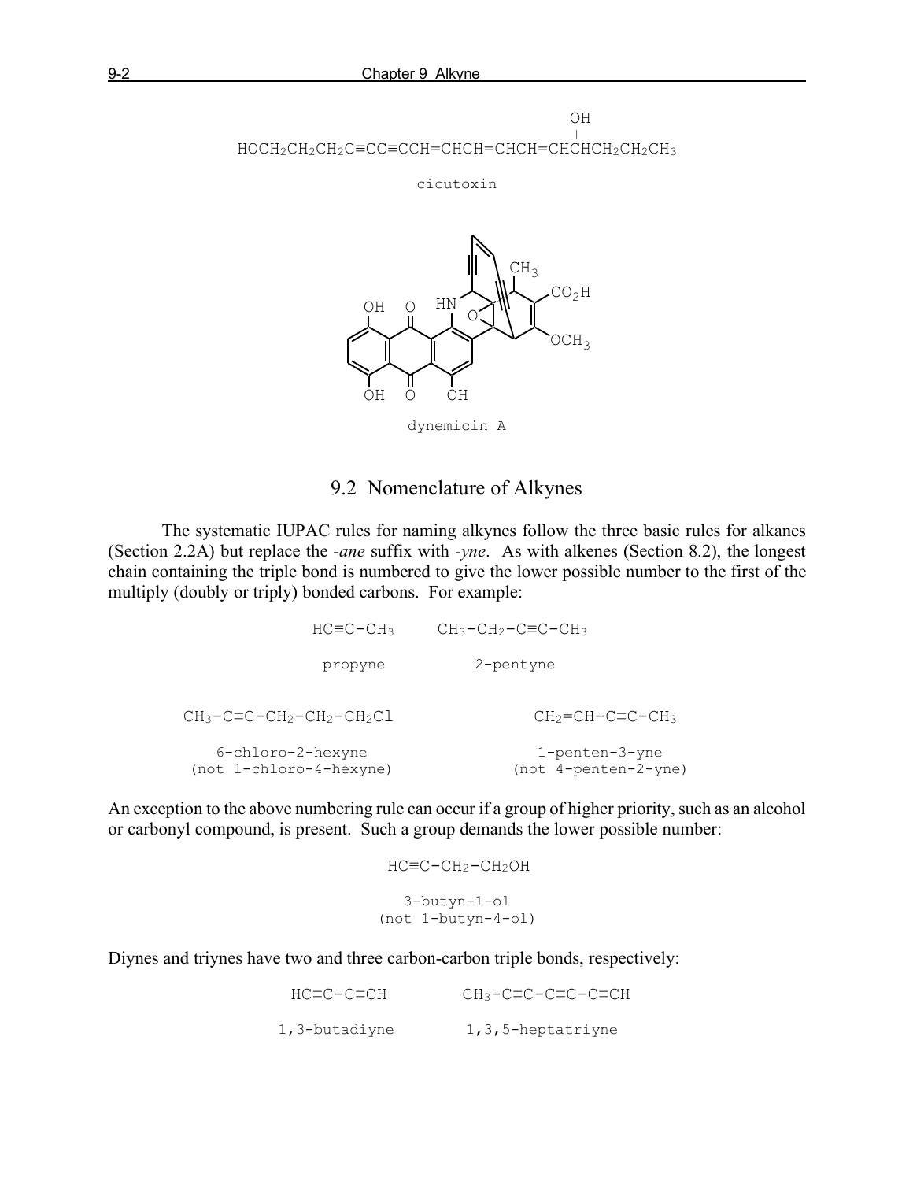$$HOCH_2CH_2CH_2C{\equiv}CC{\equiv}CCH{=}CHCH{=}CHCH{=}CHCH(OH)CH_2CH_2CH_3$$

cicutoxin

dynemicin A

## 9.2 Nomenclature of Alkynes

The systematic IUPAC rules for naming alkynes follow the three basic rules for alkanes (Section 2.2A) but replace the *-ane* suffix with *-yne*. As with alkenes (Section 8.2), the longest chain containing the triple bond is numbered to give the lower possible number to the first of the multiply (doubly or triply) bonded carbons. For example:

$HC{\equiv}C{-}CH_3$ — propyne

$CH_3{-}CH_2{-}C{\equiv}C{-}CH_3$ — 2-pentyne

$CH_3{-}C{\equiv}C{-}CH_2{-}CH_2{-}CH_2Cl$ — 6-chloro-2-hexyne (not 1-chloro-4-hexyne)

$CH_2{=}CH{-}C{\equiv}C{-}CH_3$ — 1-penten-3-yne (not 4-penten-2-yne)

An exception to the above numbering rule can occur if a group of higher priority, such as an alcohol or carbonyl compound, is present. Such a group demands the lower possible number:

$HC{\equiv}C{-}CH_2{-}CH_2OH$ — 3-butyn-1-ol (not 1-butyn-4-ol)

Diynes and triynes have two and three carbon-carbon triple bonds, respectively:

$HC{\equiv}C{-}C{\equiv}CH$ — 1,3-butadiyne

$CH_3{-}C{\equiv}C{-}C{\equiv}C{-}C{\equiv}CH$ — 1,3,5-heptatriyne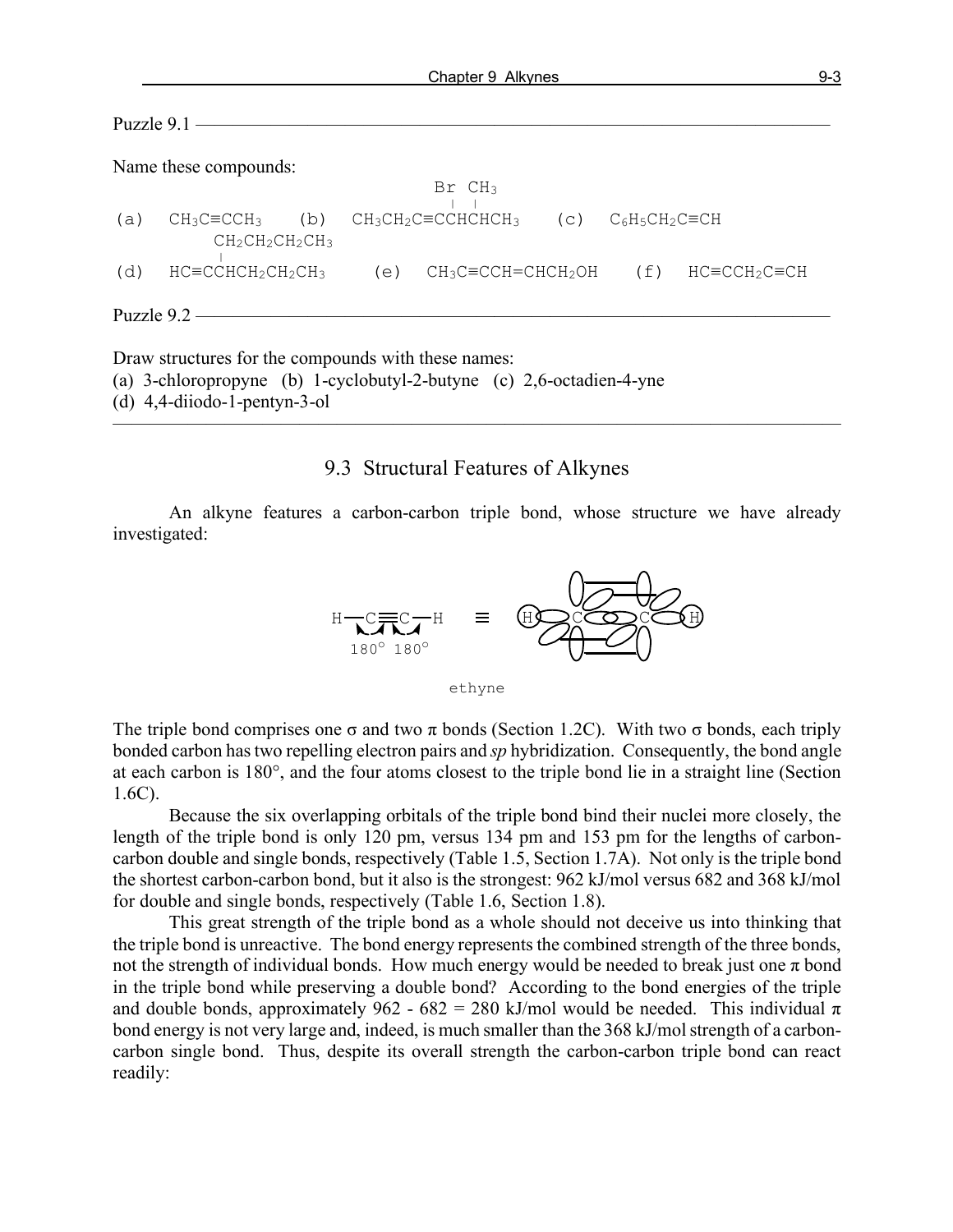Puzzle 9.1

Name these compounds:

(a) $CH_3C{\equiv}CCH_3$

(b) $CH_3CH_2C{\equiv}C\underset{\displaystyle Br}{C}H\underset{\displaystyle CH_3}{C}HCH_3$ (Br and $CH_3$ substituents on the two CH carbons)

(c) $C_6H_5CH_2C{\equiv}CH$

(d) $HC{\equiv}C\underset{\displaystyle CH_2CH_2CH_2CH_3}{C}HCH_2CH_2CH_3$ ($CH_2CH_2CH_2CH_3$ substituent on the CH carbon)

(e) $CH_3C{\equiv}CCH{=}CHCH_2OH$

(f) $HC{\equiv}CCH_2C{\equiv}CH$

Puzzle 9.2

Draw structures for the compounds with these names:

(a) 3-chloropropyne (b) 1-cyclobutyl-2-butyne (c) 2,6-octadien-4-yne
(d) 4,4-diiodo-1-pentyn-3-ol

---

## 9.3 Structural Features of Alkynes

An alkyne features a carbon-carbon triple bond, whose structure we have already investigated:

$$H{-}C{\equiv}C{-}H$$

180° 180°

ethyne

The triple bond comprises one σ and two π bonds (Section 1.2C). With two σ bonds, each triply bonded carbon has two repelling electron pairs and *sp* hybridization. Consequently, the bond angle at each carbon is 180°, and the four atoms closest to the triple bond lie in a straight line (Section 1.6C).

Because the six overlapping orbitals of the triple bond bind their nuclei more closely, the length of the triple bond is only 120 pm, versus 134 pm and 153 pm for the lengths of carbon-carbon double and single bonds, respectively (Table 1.5, Section 1.7A). Not only is the triple bond the shortest carbon-carbon bond, but it also is the strongest: 962 kJ/mol versus 682 and 368 kJ/mol for double and single bonds, respectively (Table 1.6, Section 1.8).

This great strength of the triple bond as a whole should not deceive us into thinking that the triple bond is unreactive. The bond energy represents the combined strength of the three bonds, not the strength of individual bonds. How much energy would be needed to break just one π bond in the triple bond while preserving a double bond? According to the bond energies of the triple and double bonds, approximately 962 - 682 = 280 kJ/mol would be needed. This individual π bond energy is not very large and, indeed, is much smaller than the 368 kJ/mol strength of a carbon-carbon single bond. Thus, despite its overall strength the carbon-carbon triple bond can react readily: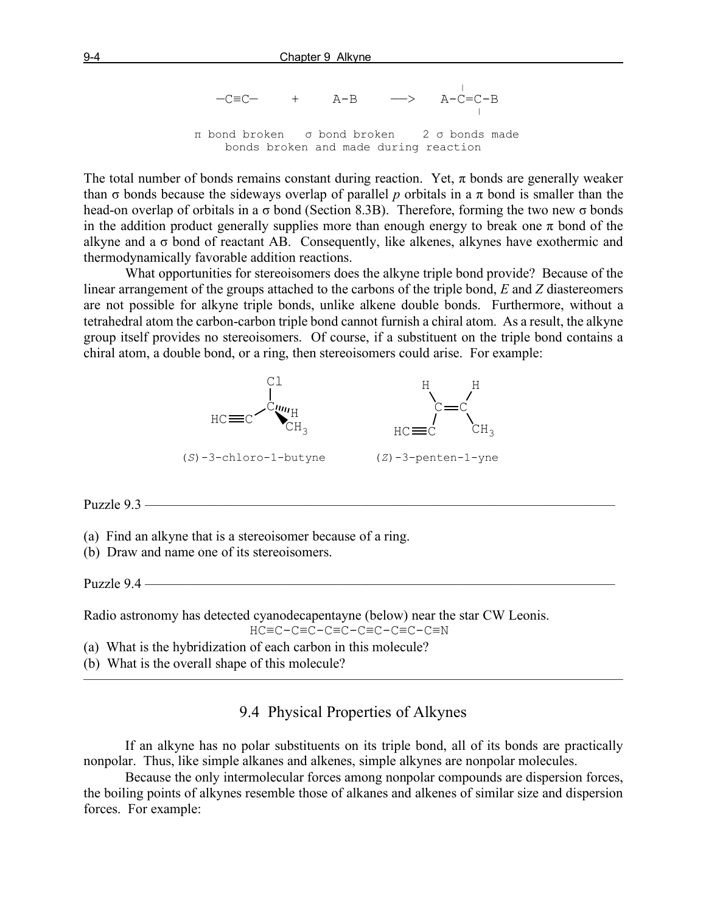```
                                       |
 —C≡C—      +      A-B      —>     A-C=C-B
                                       |

 π bond broken    σ bond broken     2 σ bonds made
         bonds broken and made during reaction
```

The total number of bonds remains constant during reaction. Yet, π bonds are generally weaker than σ bonds because the sideways overlap of parallel *p* orbitals in a π bond is smaller than the head-on overlap of orbitals in a σ bond (Section 8.3B). Therefore, forming the two new σ bonds in the addition product generally supplies more than enough energy to break one π bond of the alkyne and a σ bond of reactant AB. Consequently, like alkenes, alkynes have exothermic and thermodynamically favorable addition reactions.

What opportunities for stereoisomers does the alkyne triple bond provide? Because of the linear arrangement of the groups attached to the carbons of the triple bond, *E* and *Z* diastereomers are not possible for alkyne triple bonds, unlike alkene double bonds. Furthermore, without a tetrahedral atom the carbon-carbon triple bond cannot furnish a chiral atom. As a result, the alkyne group itself provides no stereoisomers. Of course, if a substituent on the triple bond contains a chiral atom, a double bond, or a ring, then stereoisomers could arise. For example:

```
          Cl                          H       H
          |                            \     /
          C''''H                        C═══C
  HC≡≡C  /  \                          /     \
            CH3                     HC≡≡C     CH3
```

(*S*)-3-chloro-1-butyne (*Z*)-3-penten-1-yne

---

Puzzle 9.3

(a) Find an alkyne that is a stereoisomer because of a ring.
(b) Draw and name one of its stereoisomers.

Puzzle 9.4

Radio astronomy has detected cyanodecapentayne (below) near the star CW Leonis.

HC≡C-C≡C-C≡C-C≡C-C≡C-C≡N

(a) What is the hybridization of each carbon in this molecule?
(b) What is the overall shape of this molecule?

---

## 9.4 Physical Properties of Alkynes

If an alkyne has no polar substituents on its triple bond, all of its bonds are practically nonpolar. Thus, like simple alkanes and alkenes, simple alkynes are nonpolar molecules.

Because the only intermolecular forces among nonpolar compounds are dispersion forces, the boiling points of alkynes resemble those of alkanes and alkenes of similar size and dispersion forces. For example: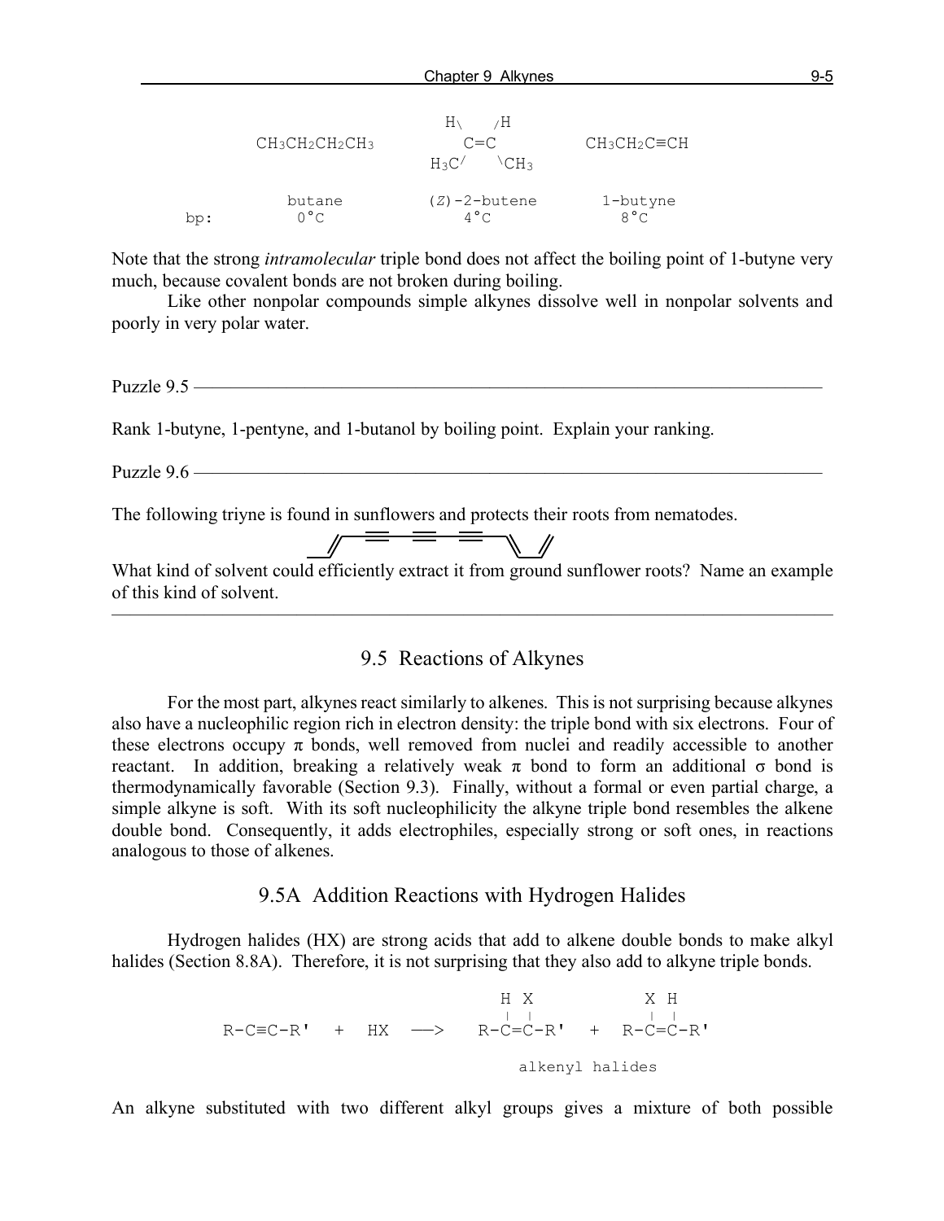| | $CH_3CH_2CH_2CH_3$ | (Z)-2-butene: $H_3C(H)C=C(H)CH_3$ | $CH_3CH_2C\equiv CH$ |
|---|---|---|---|
| | butane | (*Z*)-2-butene | 1-butyne |
| bp: | 0°C | 4°C | 8°C |

Note that the strong *intramolecular* triple bond does not affect the boiling point of 1-butyne very much, because covalent bonds are not broken during boiling.

Like other nonpolar compounds simple alkynes dissolve well in nonpolar solvents and poorly in very polar water.

---

Puzzle 9.5

Rank 1-butyne, 1-pentyne, and 1-butanol by boiling point. Explain your ranking.

Puzzle 9.6

The following triyne is found in sunflowers and protects their roots from nematodes.

What kind of solvent could efficiently extract it from ground sunflower roots? Name an example of this kind of solvent.

---

## 9.5 Reactions of Alkynes

For the most part, alkynes react similarly to alkenes. This is not surprising because alkynes also have a nucleophilic region rich in electron density: the triple bond with six electrons. Four of these electrons occupy π bonds, well removed from nuclei and readily accessible to another reactant. In addition, breaking a relatively weak π bond to form an additional σ bond is thermodynamically favorable (Section 9.3). Finally, without a formal or even partial charge, a simple alkyne is soft. With its soft nucleophilicity the alkyne triple bond resembles the alkene double bond. Consequently, it adds electrophiles, especially strong or soft ones, in reactions analogous to those of alkenes.

### 9.5A Addition Reactions with Hydrogen Halides

Hydrogen halides (HX) are strong acids that add to alkene double bonds to make alkyl halides (Section 8.8A). Therefore, it is not surprising that they also add to alkyne triple bonds.

$$R\text{-}C\equiv C\text{-}R' \;+\; HX \;\longrightarrow\; R\text{-}C(H)=C(X)\text{-}R' \;+\; R\text{-}C(X)=C(H)\text{-}R'$$

alkenyl halides

An alkyne substituted with two different alkyl groups gives a mixture of both possible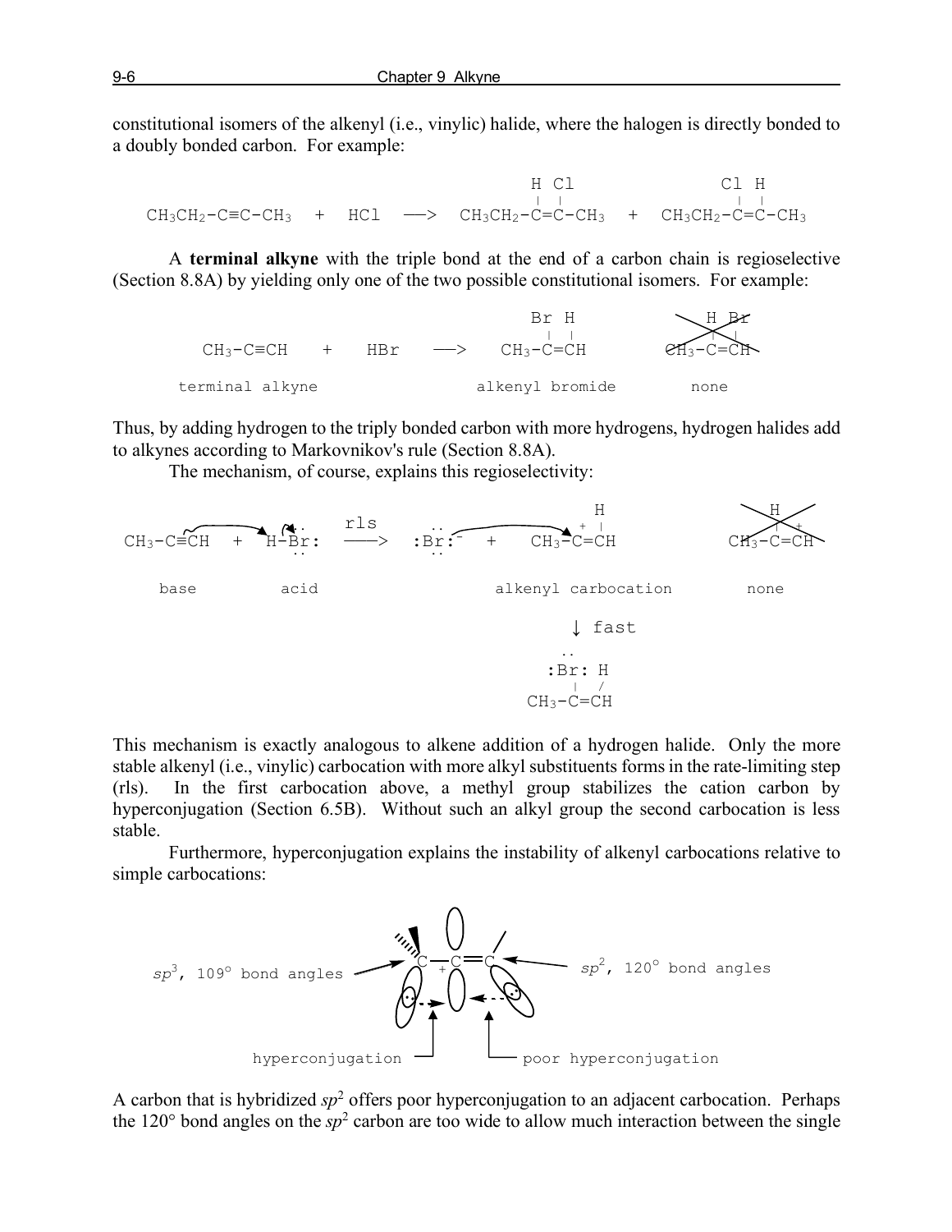constitutional isomers of the alkenyl (i.e., vinylic) halide, where the halogen is directly bonded to a doubly bonded carbon. For example:

```
                                              H Cl              Cl H
                                              |  |              |  |
CH3CH2-C≡C-CH3  +  HCl  ——>  CH3CH2-C=C-CH3  +  CH3CH2-C=C-CH3
```

A **terminal alkyne** with the triple bond at the end of a carbon chain is regioselective (Section 8.8A) by yielding only one of the two possible constitutional isomers. For example:

```
                                   Br H          H Br
                                   |  |          |  |
   CH3-C≡CH   +   HBr   ——>   CH3-C=CH       CH3-C=CH  (crossed out)

terminal alkyne              alkenyl bromide     none
```

Thus, by adding hydrogen to the triply bonded carbon with more hydrogens, hydrogen halides add to alkynes according to Markovnikov's rule (Section 8.8A).

The mechanism, of course, explains this regioselectivity:

```
                              rls                         H                 H
                                                        + |                 | +
CH3-C≡CH  +  H-Br:   ——>   :Br:-   +   CH3-C=CH       CH3-C=CH  (crossed out)

  base        acid                  alkenyl carbocation     none

                                          ↓ fast

                                       :Br: H
                                         |  /
                                      CH3-C=CH
```

This mechanism is exactly analogous to alkene addition of a hydrogen halide. Only the more stable alkenyl (i.e., vinylic) carbocation with more alkyl substituents forms in the rate-limiting step (rls). In the first carbocation above, a methyl group stabilizes the cation carbon by hyperconjugation (Section 6.5B). Without such an alkyl group the second carbocation is less stable.

Furthermore, hyperconjugation explains the instability of alkenyl carbocations relative to simple carbocations:

$sp^3$, 109° bond angles — C$^+$—C=C — $sp^2$, 120° bond angles

hyperconjugation — poor hyperconjugation

A carbon that is hybridized $sp^2$ offers poor hyperconjugation to an adjacent carbocation. Perhaps the 120° bond angles on the $sp^2$ carbon are too wide to allow much interaction between the single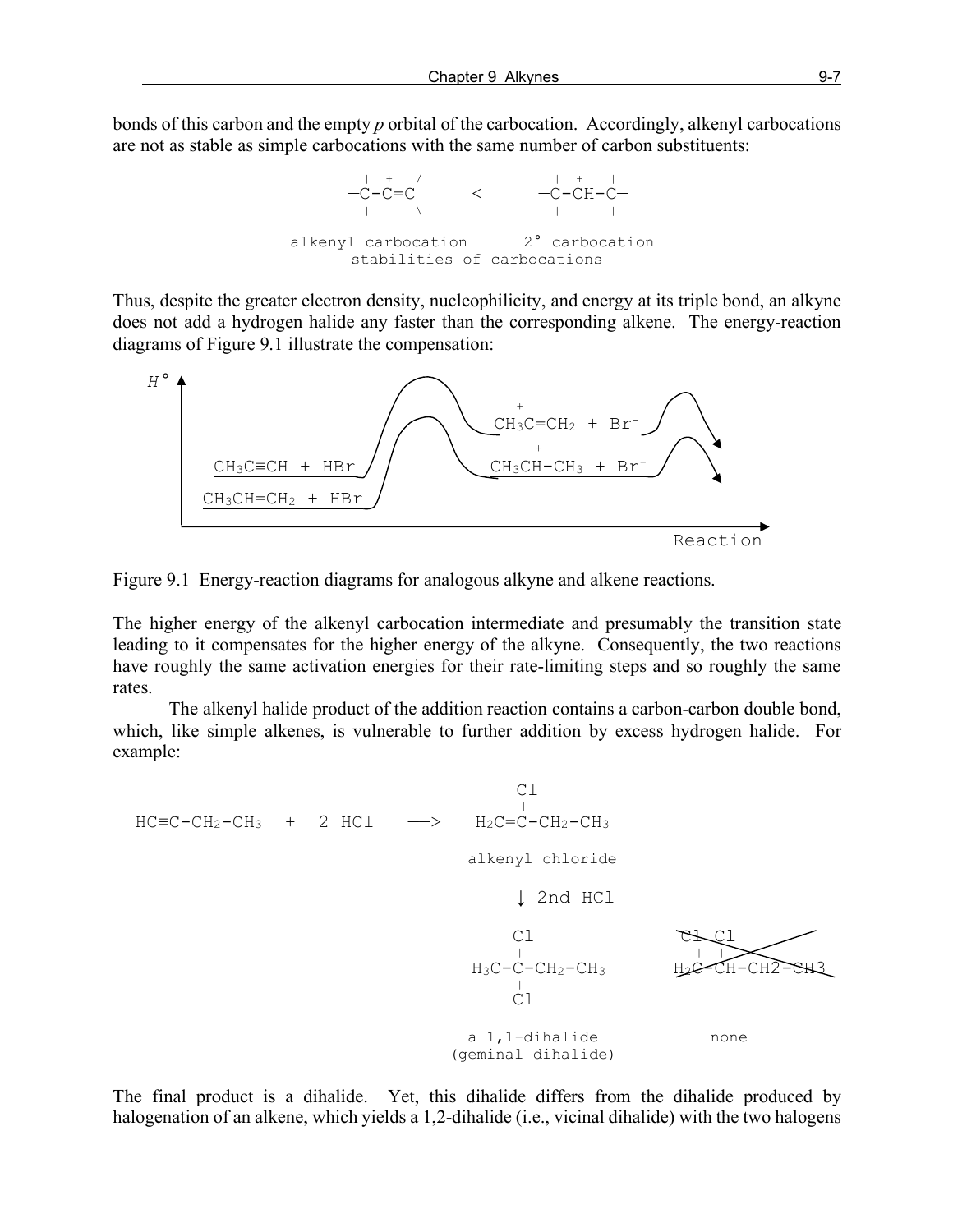bonds of this carbon and the empty *p* orbital of the carbocation. Accordingly, alkenyl carbocations are not as stable as simple carbocations with the same number of carbon substituents:

```
   |  +  /              |  +   |
  —C-C=C       <       —C-CH-C—
   |     \              |      |

alkenyl carbocation     2° carbocation
      stabilities of carbocations
```

Thus, despite the greater electron density, nucleophilicity, and energy at its triple bond, an alkyne does not add a hydrogen halide any faster than the corresponding alkene. The energy-reaction diagrams of Figure 9.1 illustrate the compensation:

```
H°
 |               /\                 +
 |              /  \          CH3C=CH2 + Br-    /\
 |             /  /\\______________________/  \
 |            /  /  \            +          /\  v
 |  CH3C≡CH + HBr    \    CH3CH-CH3 + Br-  /  \
 |           /        \_________________/    v
 | CH3CH=CH2 + HBr
 |________/
 |______________________________________________>
                                         Reaction
```

Figure 9.1 Energy-reaction diagrams for analogous alkyne and alkene reactions.

The higher energy of the alkenyl carbocation intermediate and presumably the transition state leading to it compensates for the higher energy of the alkyne. Consequently, the two reactions have roughly the same activation energies for their rate-limiting steps and so roughly the same rates.

The alkenyl halide product of the addition reaction contains a carbon-carbon double bond, which, like simple alkenes, is vulnerable to further addition by excess hydrogen halide. For example:

```
                                      Cl
                                      |
HC≡C-CH2-CH3  +  2 HCl   —>      H2C=C-CH2-CH3

                                 alkenyl chloride

                                     ↓ 2nd HCl

                                      Cl               Cl Cl
                                      |                |  |
                                 H3C-C-CH2-CH3     H2C-CH-CH2-CH3  (crossed out)
                                      |
                                      Cl

                                  a 1,1-dihalide          none
                                (geminal dihalide)
```

The final product is a dihalide. Yet, this dihalide differs from the dihalide produced by halogenation of an alkene, which yields a 1,2-dihalide (i.e., vicinal dihalide) with the two halogens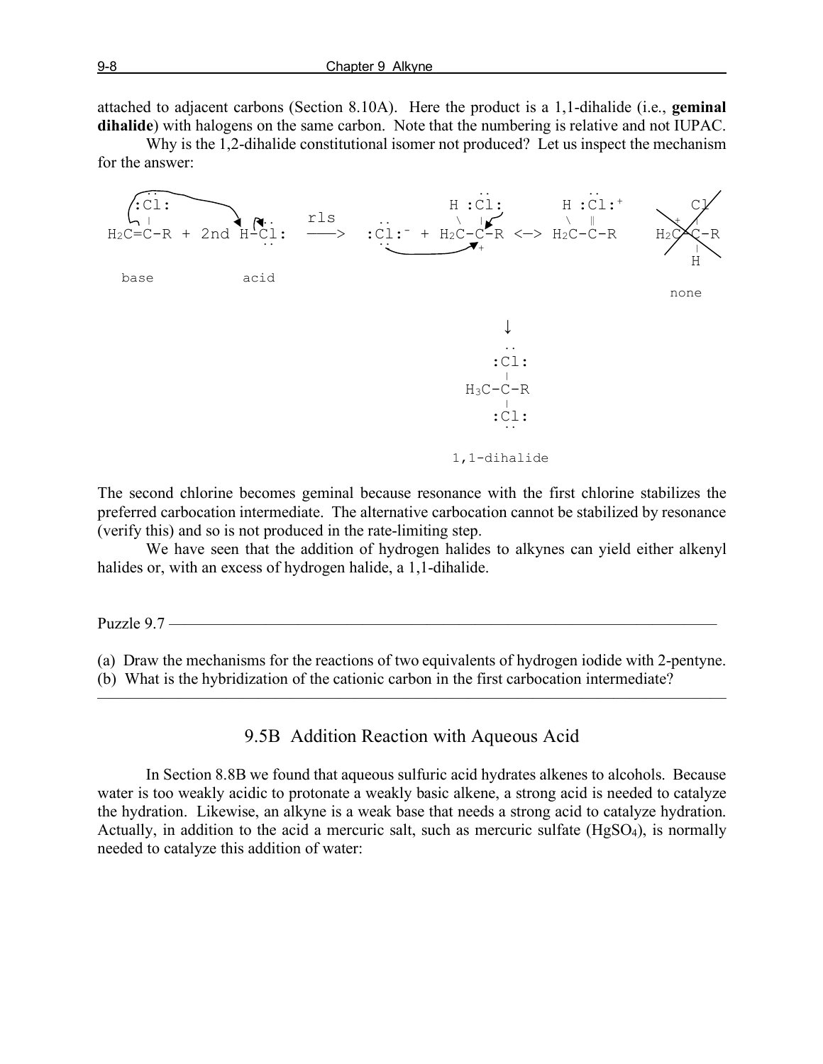attached to adjacent carbons (Section 8.10A). Here the product is a 1,1-dihalide (i.e., **geminal dihalide**) with halogens on the same carbon. Note that the numbering is relative and not IUPAC.

Why is the 1,2-dihalide constitutional isomer not produced? Let us inspect the mechanism for the answer:

```
  :Cl:                                          H :Cl:         H :Cl:+          Cl
   |                   rls          ..          \   |          \   ‖          +  |
H2C=C-R + 2nd H-Cl:   ——>     :Cl:-  +  H2C-C-R  <—>  H2C-C-R       H2C-C-R
                                                 +                               |
                                                                                 H
  base          acid                                                         none

                                              ↓
                                            :Cl:
                                             |
                                        H3C-C-R
                                             |
                                            :Cl:

                                        1,1-dihalide
```

The second chlorine becomes geminal because resonance with the first chlorine stabilizes the preferred carbocation intermediate. The alternative carbocation cannot be stabilized by resonance (verify this) and so is not produced in the rate-limiting step.

We have seen that the addition of hydrogen halides to alkynes can yield either alkenyl halides or, with an excess of hydrogen halide, a 1,1-dihalide.

---

Puzzle 9.7

(a) Draw the mechanisms for the reactions of two equivalents of hydrogen iodide with 2-pentyne.
(b) What is the hybridization of the cationic carbon in the first carbocation intermediate?

---

## 9.5B Addition Reaction with Aqueous Acid

In Section 8.8B we found that aqueous sulfuric acid hydrates alkenes to alcohols. Because water is too weakly acidic to protonate a weakly basic alkene, a strong acid is needed to catalyze the hydration. Likewise, an alkyne is a weak base that needs a strong acid to catalyze hydration. Actually, in addition to the acid a mercuric salt, such as mercuric sulfate ($HgSO_4$), is normally needed to catalyze this addition of water: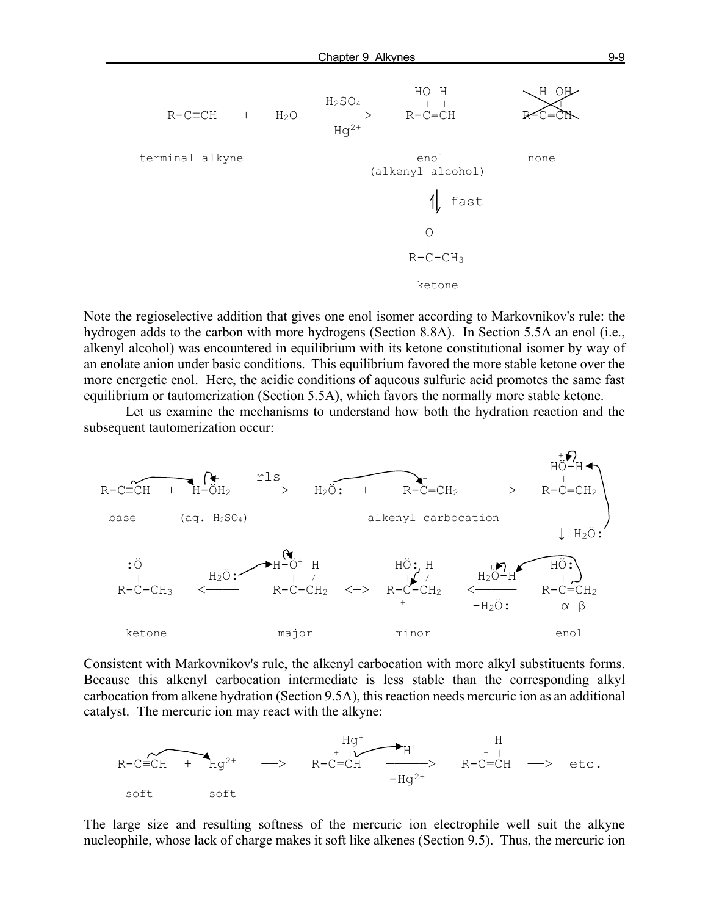```
                                 HO H               H OH
                        H2SO4    |  |               |  |
R-C≡CH    +    H2O    ------->   R-C=CH            R-C=CH  (crossed out)
                        Hg2+

terminal alkyne                  enol               none
                           (alkenyl alcohol)

                                   ⇅ fast

                                   O
                                   ‖
                                 R-C-CH3

                                 ketone
```

Note the regioselective addition that gives one enol isomer according to Markovnikov's rule: the hydrogen adds to the carbon with more hydrogens (Section 8.8A). In Section 5.5A an enol (i.e., alkenyl alcohol) was encountered in equilibrium with its ketone constitutional isomer by way of an enolate anion under basic conditions. This equilibrium favored the more stable ketone over the more energetic enol. Here, the acidic conditions of aqueous sulfuric acid promotes the same fast equilibrium or tautomerization (Section 5.5A), which favors the normally more stable ketone.

Let us examine the mechanisms to understand how both the hydration reaction and the subsequent tautomerization occur:

```
                              rls                                           HÖ+-H
R-C≡CH   +   H-Ö+H2        ------>    H2Ö:   +    R-C+=CH2      ---->       |
                                                                          R-C=CH2
 base      (aq. H2SO4)                        alkenyl carbocation
                                                                           ↓ H2Ö:

  :Ö                      H-Ö+ H            HÖ: H           +              HÖ:
   ‖          H2Ö:         ‖  /              |  /          H2Ö-H            |
R-C-CH3     <-------     R-C-CH2    <->   R-C-CH2      <--------         R-C=CH2
                                             +            -H2Ö:           α  β

 ketone                   major             minor                          enol
```

Consistent with Markovnikov's rule, the alkenyl carbocation with more alkyl substituents forms. Because this alkenyl carbocation intermediate is less stable than the corresponding alkyl carbocation from alkene hydration (Section 9.5A), this reaction needs mercuric ion as an additional catalyst. The mercuric ion may react with the alkyne:

```
                                   Hg+                            H
                                 +  |                           + |
R-C≡CH   +   Hg2+    ---->     R-C=CH      --H+-->           R-C=CH    ---->   etc.
                                           -Hg2+
 soft        soft
```

The large size and resulting softness of the mercuric ion electrophile well suit the alkyne nucleophile, whose lack of charge makes it soft like alkenes (Section 9.5). Thus, the mercuric ion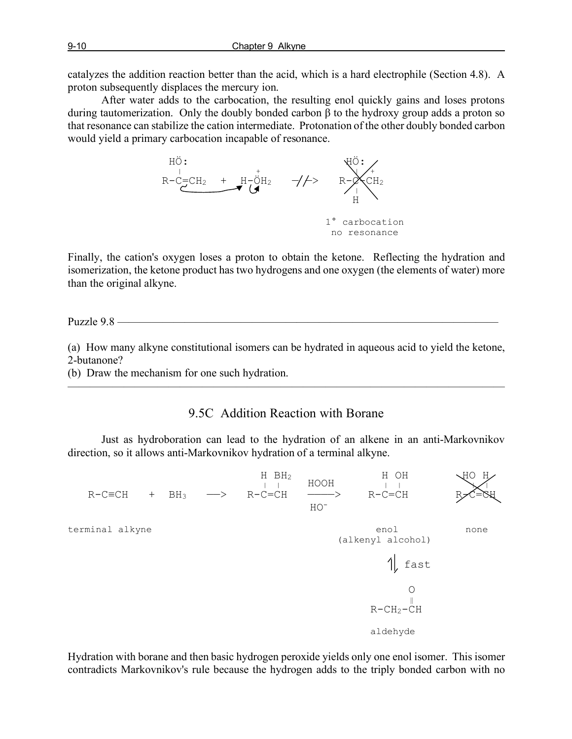catalyzes the addition reaction better than the acid, which is a hard electrophile (Section 4.8). A proton subsequently displaces the mercury ion.

After water adds to the carbocation, the resulting enol quickly gains and loses protons during tautomerization. Only the doubly bonded carbon β to the hydroxy group adds a proton so that resonance can stabilize the cation intermediate. Protonation of the other doubly bonded carbon would yield a primary carbocation incapable of resonance.

```
    HÖ:                                  HÖ:
    |                 +                  |  +
  R-C=CH2   +   H-ÖH2      -//->      R-C-CH2      (crossed out)
                                         |
                                         H

                                   1° carbocation
                                    no resonance
```

Finally, the cation's oxygen loses a proton to obtain the ketone. Reflecting the hydration and isomerization, the ketone product has two hydrogens and one oxygen (the elements of water) more than the original alkyne.

---

Puzzle 9.8

(a) How many alkyne constitutional isomers can be hydrated in aqueous acid to yield the ketone, 2-butanone?
(b) Draw the mechanism for one such hydration.

---

## 9.5C Addition Reaction with Borane

Just as hydroboration can lead to the hydration of an alkene in an anti-Markovnikov direction, so it allows anti-Markovnikov hydration of a terminal alkyne.

```
                                H BH2               H OH            HO H
                                | |     HOOH        | |             | |
 R-C≡CH   +   BH3   -->       R-C=CH   ----->     R-C=CH          R-C=CH   (crossed out)
                                        HO-

 terminal alkyne                                    enol             none
                                              (alkenyl alcohol)

                                                     ⇅ fast

                                                        O
                                                        ‖
                                                   R-CH2-CH

                                                   aldehyde
```

Hydration with borane and then basic hydrogen peroxide yields only one enol isomer. This isomer contradicts Markovnikov's rule because the hydrogen adds to the triply bonded carbon with no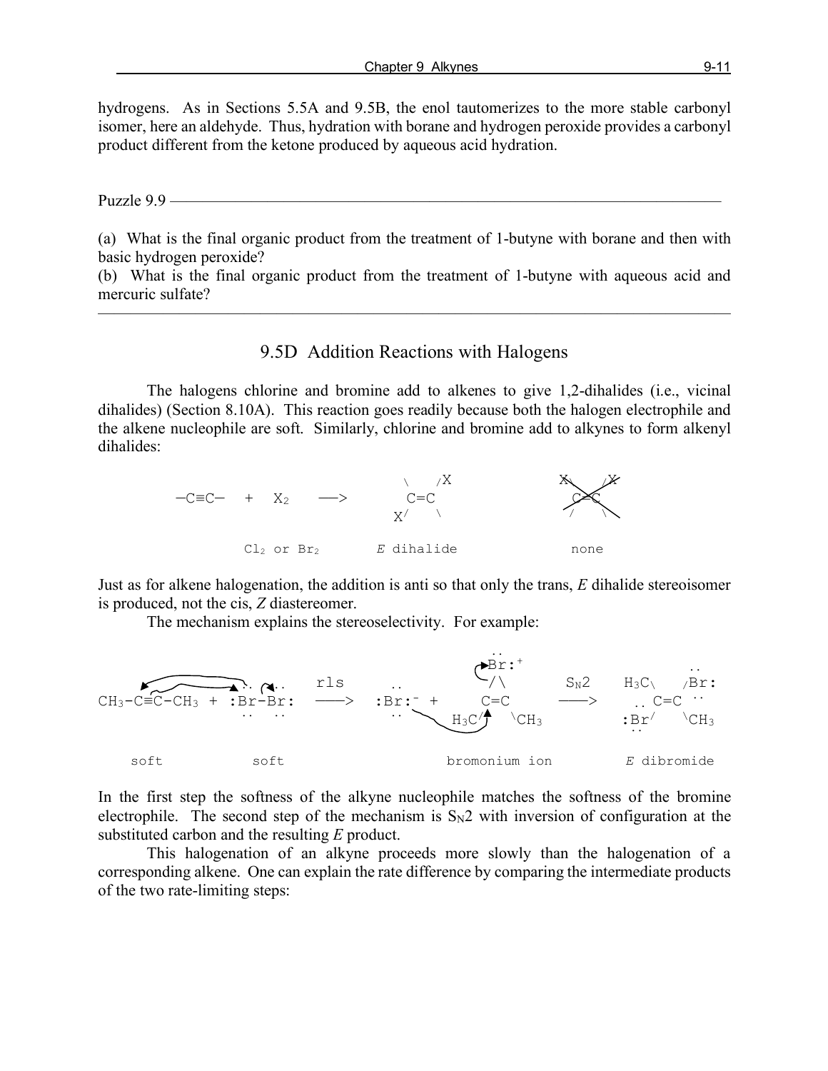hydrogens. As in Sections 5.5A and 9.5B, the enol tautomerizes to the more stable carbonyl isomer, here an aldehyde. Thus, hydration with borane and hydrogen peroxide provides a carbonyl product different from the ketone produced by aqueous acid hydration.

---

Puzzle 9.9

(a) What is the final organic product from the treatment of 1-butyne with borane and then with basic hydrogen peroxide?
(b) What is the final organic product from the treatment of 1-butyne with aqueous acid and mercuric sulfate?

---

## 9.5D Addition Reactions with Halogens

The halogens chlorine and bromine add to alkenes to give 1,2-dihalides (i.e., vicinal dihalides) (Section 8.10A). This reaction goes readily because both the halogen electrophile and the alkene nucleophile are soft. Similarly, chlorine and bromine add to alkynes to form alkenyl dihalides:

```
                               \    /X              X\    /X
  —C≡C—   +   X2    ——>         C=C                  C=C       (crossed out)
                               X/   \               /    \

            Cl2 or Br2       E dihalide              none
```

Just as for alkene halogenation, the addition is anti so that only the trans, *E* dihalide stereoisomer is produced, not the cis, *Z* diastereomer.

The mechanism explains the stereoselectivity. For example:

```
                                                      ..
                                                      Br:+                          ..
                                 rls        ..        /\        SN2     H3C\    /Br:
CH3-C≡C-CH3  +  :Br-Br:      ——>     :Br:-  +     C=C       ——>      .. C=C   ..
                  ..  ..                    ..      H3C/  \CH3          :Br/   \CH3
                                                                        ..

    soft            soft                         bromonium ion          E dibromide
```

In the first step the softness of the alkyne nucleophile matches the softness of the bromine electrophile. The second step of the mechanism is $S_N2$ with inversion of configuration at the substituted carbon and the resulting *E* product.

This halogenation of an alkyne proceeds more slowly than the halogenation of a corresponding alkene. One can explain the rate difference by comparing the intermediate products of the two rate-limiting steps: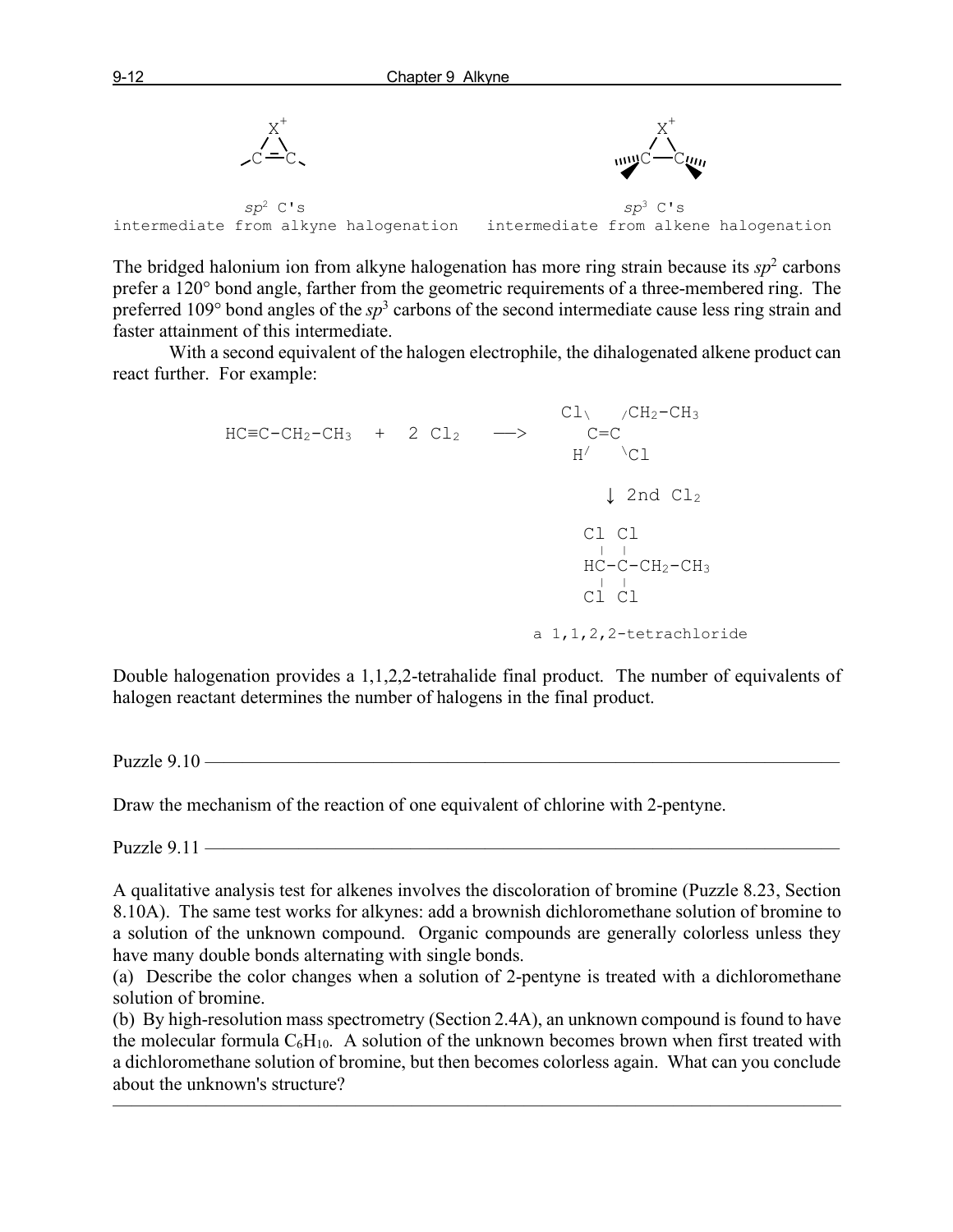```
        X+                                          X+
       / \                                         / \
     ─C═C─                                    ''''C──C''''

      sp² C's                                     sp³ C's
intermediate from alkyne halogenation   intermediate from alkene halogenation
```

The bridged halonium ion from alkyne halogenation has more ring strain because its $sp^2$ carbons prefer a 120° bond angle, farther from the geometric requirements of a three-membered ring. The preferred 109° bond angles of the $sp^3$ carbons of the second intermediate cause less ring strain and faster attainment of this intermediate.

With a second equivalent of the halogen electrophile, the dihalogenated alkene product can react further. For example:

```
                                       Cl\   /CH2-CH3
HC≡C-CH2-CH3  +  2 Cl2    ──>            C=C
                                        H/   \Cl

                                          ↓ 2nd Cl2

                                        Cl Cl
                                         |  |
                                        HC-C-CH2-CH3
                                         |  |
                                        Cl Cl

                                   a 1,1,2,2-tetrachloride
```

Double halogenation provides a 1,1,2,2-tetrahalide final product. The number of equivalents of halogen reactant determines the number of halogens in the final product.

---

Puzzle 9.10

Draw the mechanism of the reaction of one equivalent of chlorine with 2-pentyne.

---

Puzzle 9.11

A qualitative analysis test for alkenes involves the discoloration of bromine (Puzzle 8.23, Section 8.10A). The same test works for alkynes: add a brownish dichloromethane solution of bromine to a solution of the unknown compound. Organic compounds are generally colorless unless they have many double bonds alternating with single bonds.

(a) Describe the color changes when a solution of 2-pentyne is treated with a dichloromethane solution of bromine.

(b) By high-resolution mass spectrometry (Section 2.4A), an unknown compound is found to have the molecular formula $C_6H_{10}$. A solution of the unknown becomes brown when first treated with a dichloromethane solution of bromine, but then becomes colorless again. What can you conclude about the unknown's structure?

---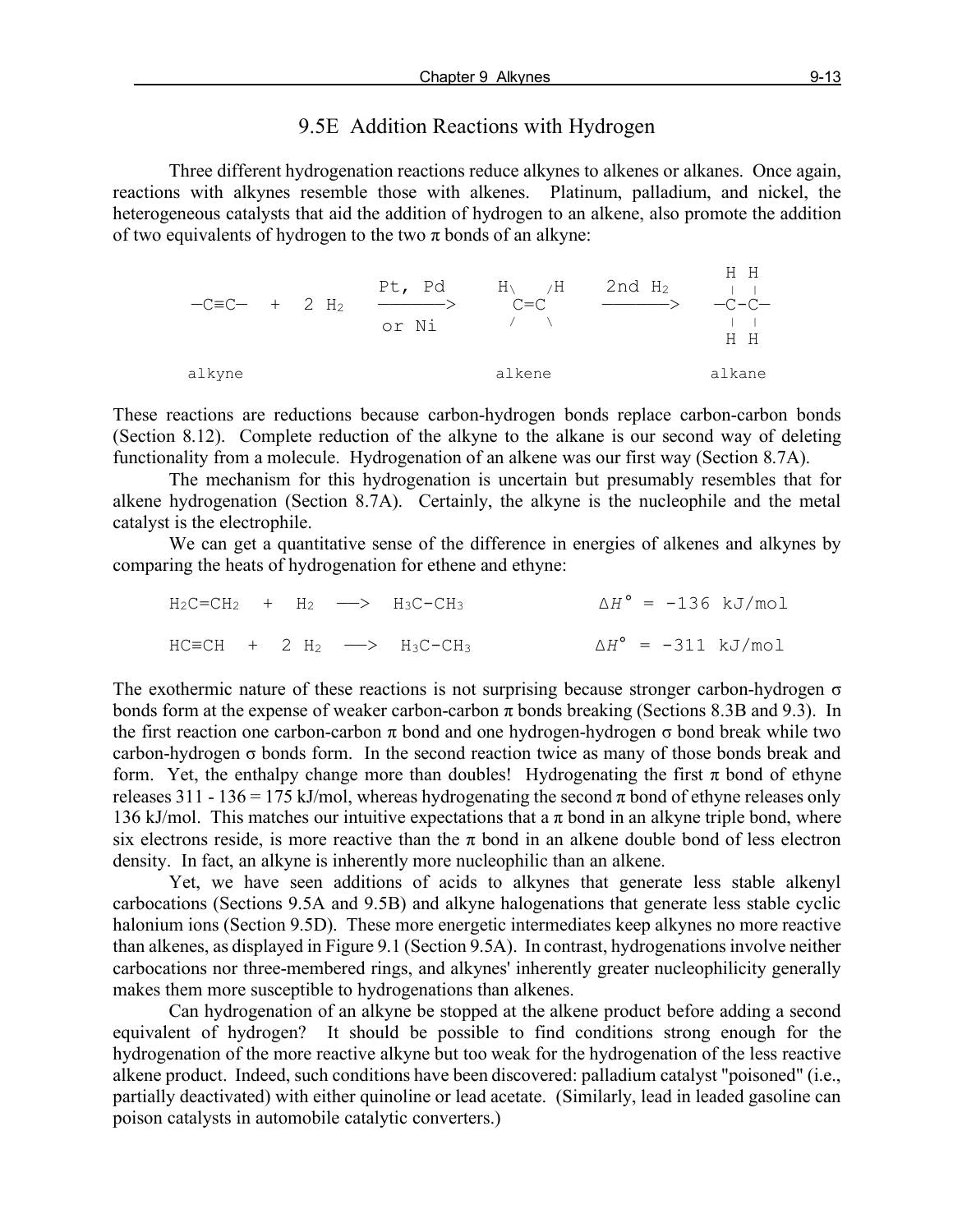## 9.5E Addition Reactions with Hydrogen

Three different hydrogenation reactions reduce alkynes to alkenes or alkanes. Once again, reactions with alkynes resemble those with alkenes. Platinum, palladium, and nickel, the heterogeneous catalysts that aid the addition of hydrogen to an alkene, also promote the addition of two equivalents of hydrogen to the two π bonds of an alkyne:

```
                                                        H H
                      Pt, Pd      H\   /H    2nd H2     | |
—C≡C—   +  2 H2     ———————>       C=C      ———————>   —C-C—
                      or Ni       /   \                 | |
                                                        H H

alkyne                            alkene                alkane
```

These reactions are reductions because carbon-hydrogen bonds replace carbon-carbon bonds (Section 8.12). Complete reduction of the alkyne to the alkane is our second way of deleting functionality from a molecule. Hydrogenation of an alkene was our first way (Section 8.7A).

The mechanism for this hydrogenation is uncertain but presumably resembles that for alkene hydrogenation (Section 8.7A). Certainly, the alkyne is the nucleophile and the metal catalyst is the electrophile.

We can get a quantitative sense of the difference in energies of alkenes and alkynes by comparing the heats of hydrogenation for ethene and ethyne:

$$H_2C{=}CH_2 \; + \; H_2 \longrightarrow H_3C{-}CH_3 \qquad \Delta H^\circ = -136 \text{ kJ/mol}$$

$$HC{\equiv}CH \; + \; 2\,H_2 \longrightarrow H_3C{-}CH_3 \qquad \Delta H^\circ = -311 \text{ kJ/mol}$$

The exothermic nature of these reactions is not surprising because stronger carbon-hydrogen σ bonds form at the expense of weaker carbon-carbon π bonds breaking (Sections 8.3B and 9.3). In the first reaction one carbon-carbon π bond and one hydrogen-hydrogen σ bond break while two carbon-hydrogen σ bonds form. In the second reaction twice as many of those bonds break and form. Yet, the enthalpy change more than doubles! Hydrogenating the first π bond of ethyne releases 311 - 136 = 175 kJ/mol, whereas hydrogenating the second π bond of ethyne releases only 136 kJ/mol. This matches our intuitive expectations that a π bond in an alkyne triple bond, where six electrons reside, is more reactive than the π bond in an alkene double bond of less electron density. In fact, an alkyne is inherently more nucleophilic than an alkene.

Yet, we have seen additions of acids to alkynes that generate less stable alkenyl carbocations (Sections 9.5A and 9.5B) and alkyne halogenations that generate less stable cyclic halonium ions (Section 9.5D). These more energetic intermediates keep alkynes no more reactive than alkenes, as displayed in Figure 9.1 (Section 9.5A). In contrast, hydrogenations involve neither carbocations nor three-membered rings, and alkynes' inherently greater nucleophilicity generally makes them more susceptible to hydrogenations than alkenes.

Can hydrogenation of an alkyne be stopped at the alkene product before adding a second equivalent of hydrogen? It should be possible to find conditions strong enough for the hydrogenation of the more reactive alkyne but too weak for the hydrogenation of the less reactive alkene product. Indeed, such conditions have been discovered: palladium catalyst "poisoned" (i.e., partially deactivated) with either quinoline or lead acetate. (Similarly, lead in leaded gasoline can poison catalysts in automobile catalytic converters.)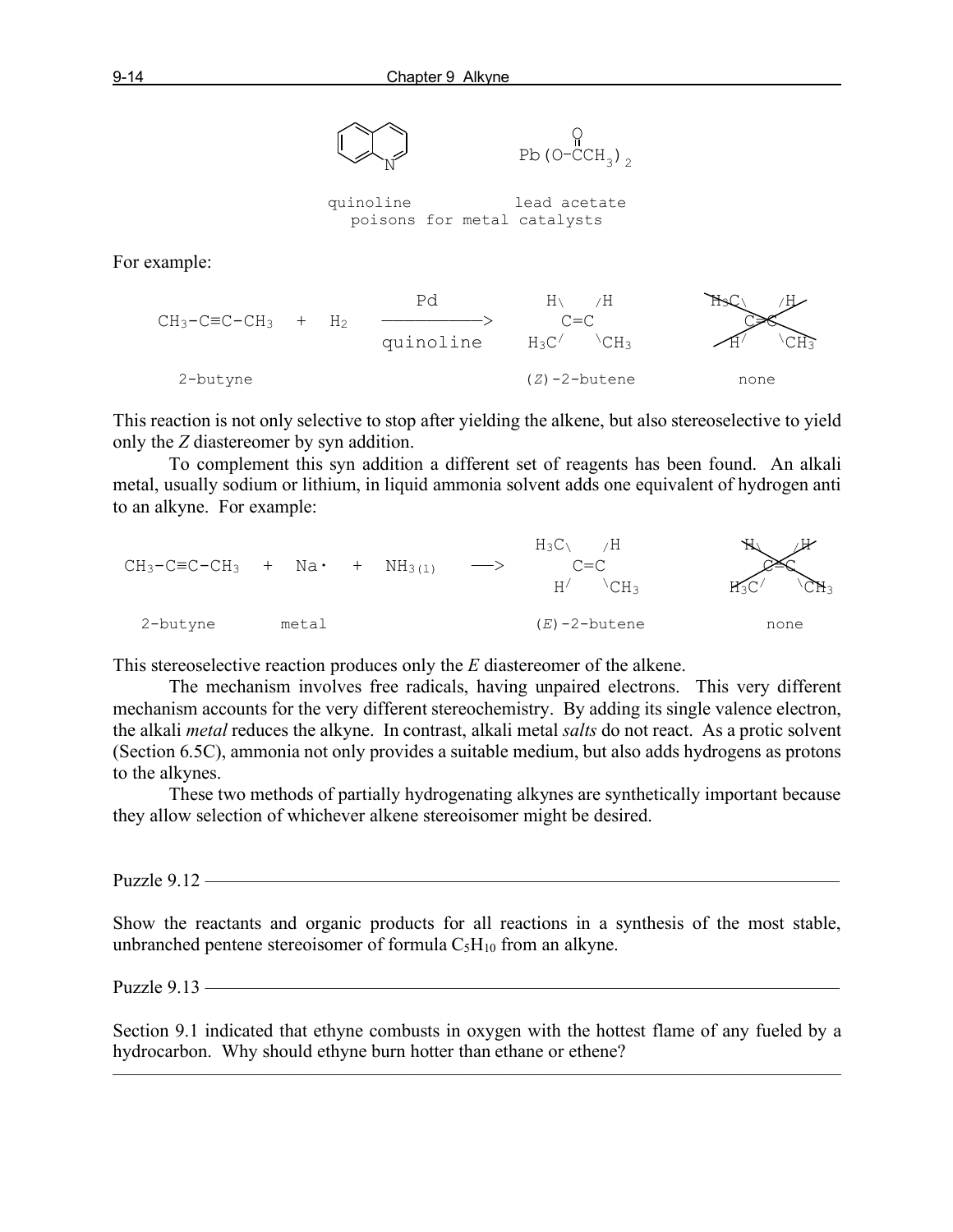quinoline — lead acetate $Pb(O\text{-}\overset{O}{\overset{\|}{C}}CH_3)_2$

poisons for metal catalysts

For example:

```
                          Pd              H\    /H          H3C\    /H
CH3-C≡C-CH3   +   H2   ---------->          C=C                  C=C        (crossed out)
                       quinoline        H3C/    \CH3          H/    \CH3

   2-butyne                              (Z)-2-butene            none
```

This reaction is not only selective to stop after yielding the alkene, but also stereoselective to yield only the *Z* diastereomer by syn addition.

To complement this syn addition a different set of reagents has been found. An alkali metal, usually sodium or lithium, in liquid ammonia solvent adds one equivalent of hydrogen anti to an alkyne. For example:

```
                                                 H3C\    /H          H\    /H
CH3-C≡C-CH3   +   Na·   +   NH3(l)   --->            C=C                 C=C        (crossed out)
                                                  H/    \CH3        H3C/    \CH3

  2-butyne        metal                         (E)-2-butene            none
```

This stereoselective reaction produces only the *E* diastereomer of the alkene.

The mechanism involves free radicals, having unpaired electrons. This very different mechanism accounts for the very different stereochemistry. By adding its single valence electron, the alkali *metal* reduces the alkyne. In contrast, alkali metal *salts* do not react. As a protic solvent (Section 6.5C), ammonia not only provides a suitable medium, but also adds hydrogens as protons to the alkynes.

These two methods of partially hydrogenating alkynes are synthetically important because they allow selection of whichever alkene stereoisomer might be desired.

---

Puzzle 9.12

Show the reactants and organic products for all reactions in a synthesis of the most stable, unbranched pentene stereoisomer of formula $C_5H_{10}$ from an alkyne.

---

Puzzle 9.13

Section 9.1 indicated that ethyne combusts in oxygen with the hottest flame of any fueled by a hydrocarbon. Why should ethyne burn hotter than ethane or ethene?

---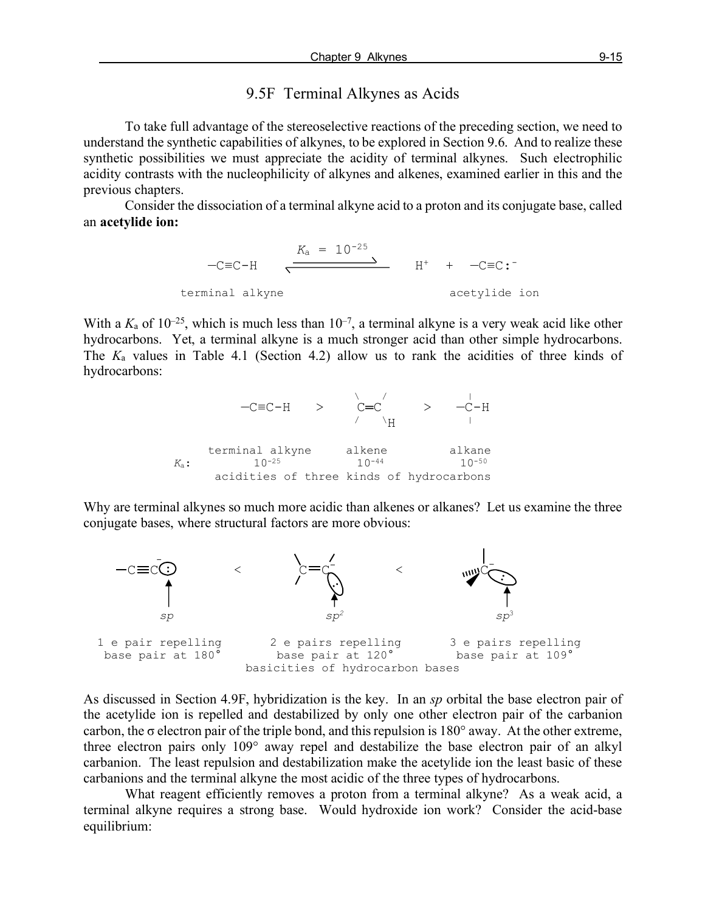## 9.5F Terminal Alkynes as Acids

To take full advantage of the stereoselective reactions of the preceding section, we need to understand the synthetic capabilities of alkynes, to be explored in Section 9.6. And to realize these synthetic possibilities we must appreciate the acidity of terminal alkynes. Such electrophilic acidity contrasts with the nucleophilicity of alkynes and alkenes, examined earlier in this and the previous chapters.

Consider the dissociation of a terminal alkyne acid to a proton and its conjugate base, called an **acetylide ion:**

$$—C{\equiv}C{-}H \quad \underset{}{\overset{K_a\ =\ 10^{-25}}{\rightleftharpoons}} \quad H^+ \ + \ —C{\equiv}C{:}^-$$

terminal alkyne　　　　　　　　　　　　acetylide ion

With a $K_a$ of $10^{-25}$, which is much less than $10^{-7}$, a terminal alkyne is a very weak acid like other hydrocarbons. Yet, a terminal alkyne is a much stronger acid than other simple hydrocarbons. The $K_a$ values in Table 4.1 (Section 4.2) allow us to rank the acidities of three kinds of hydrocarbons:

| | terminal alkyne | | alkene | | alkane |
|---|---|---|---|---|---|
| | $—C{\equiv}C{-}H$ | > | $C{=}C{-}H$ | > | $—C{-}H$ |
| $K_a$: | $10^{-25}$ | | $10^{-44}$ | | $10^{-50}$ |

acidities of three kinds of hydrocarbons

Why are terminal alkynes so much more acidic than alkenes or alkanes? Let us examine the three conjugate bases, where structural factors are more obvious:

| $—C{\equiv}C{:}^-$ | < | $C{=}C{:}^-$ | < | $—C{:}^-$ |
|---|---|---|---|---|
| $sp$ | | $sp^2$ | | $sp^3$ |
| 1 e pair repelling base pair at 180° | | 2 e pairs repelling base pair at 120° | | 3 e pairs repelling base pair at 109° |

basicities of hydrocarbon bases

As discussed in Section 4.9F, hybridization is the key. In an *sp* orbital the base electron pair of the acetylide ion is repelled and destabilized by only one other electron pair of the carbanion carbon, the σ electron pair of the triple bond, and this repulsion is 180° away. At the other extreme, three electron pairs only 109° away repel and destabilize the base electron pair of an alkyl carbanion. The least repulsion and destabilization make the acetylide ion the least basic of these carbanions and the terminal alkyne the most acidic of the three types of hydrocarbons.

What reagent efficiently removes a proton from a terminal alkyne? As a weak acid, a terminal alkyne requires a strong base. Would hydroxide ion work? Consider the acid-base equilibrium: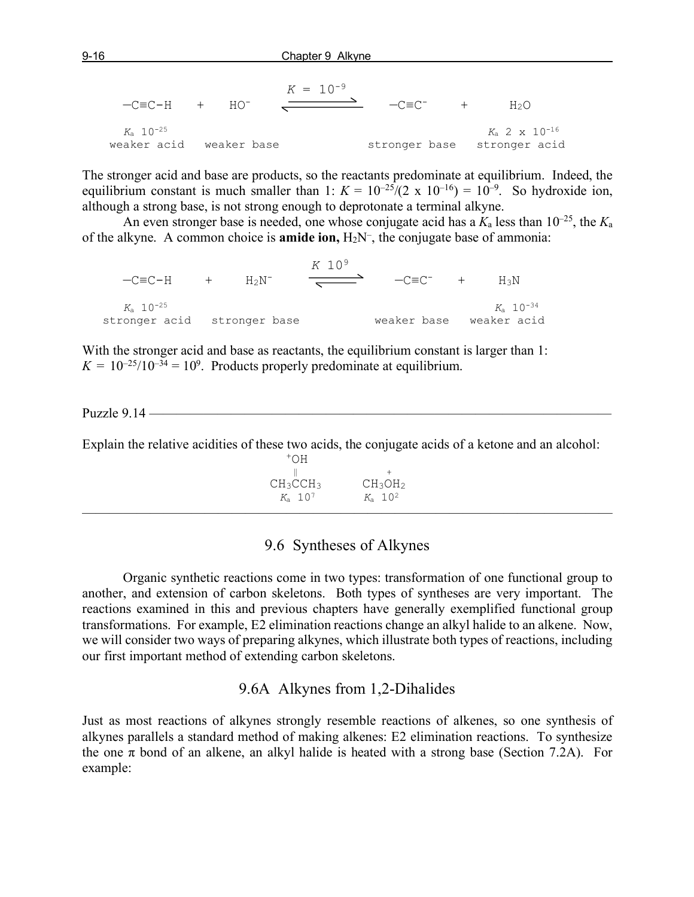$$\text{—C≡C–H} \quad + \quad HO^- \quad \underset{}{\overset{K\,=\,10^{-9}}{\rightleftharpoons}} \quad \text{—C≡C}^- \quad + \quad H_2O$$

| —C≡C–H | HO⁻ | | —C≡C⁻ | $H_2O$ |
|---|---|---|---|---|
| $K_a$ $10^{-25}$ | | | | $K_a$ 2 x $10^{-16}$ |
| weaker acid | weaker base | | stronger base | stronger acid |

The stronger acid and base are products, so the reactants predominate at equilibrium. Indeed, the equilibrium constant is much smaller than 1: $K = 10^{-25}/(2 \text{ x } 10^{-16}) = 10^{-9}$. So hydroxide ion, although a strong base, is not strong enough to deprotonate a terminal alkyne.

An even stronger base is needed, one whose conjugate acid has a $K_a$ less than $10^{-25}$, the $K_a$ of the alkyne. A common choice is **amide ion,** $H_2N^-$, the conjugate base of ammonia:

$$\text{—C≡C–H} \quad + \quad H_2N^- \quad \overset{K\;10^{9}}{\rightleftharpoons} \quad \text{—C≡C}^- \quad + \quad H_3N$$

| —C≡C–H | $H_2N^-$ | | —C≡C⁻ | $H_3N$ |
|---|---|---|---|---|
| $K_a$ $10^{-25}$ | | | | $K_a$ $10^{-34}$ |
| stronger acid | stronger base | | weaker base | weaker acid |

With the stronger acid and base as reactants, the equilibrium constant is larger than 1: $K = 10^{-25}/10^{-34} = 10^9$. Products properly predominate at equilibrium.

---

Puzzle 9.14

Explain the relative acidities of these two acids, the conjugate acids of a ketone and an alcohol:

| $CH_3C(=\overset{+}{O}H)CH_3$ | $CH_3\overset{+}{O}H_2$ |
|---|---|
| $K_a$ $10^7$ | $K_a$ $10^2$ |

---

## 9.6 Syntheses of Alkynes

Organic synthetic reactions come in two types: transformation of one functional group to another, and extension of carbon skeletons. Both types of syntheses are very important. The reactions examined in this and previous chapters have generally exemplified functional group transformations. For example, E2 elimination reactions change an alkyl halide to an alkene. Now, we will consider two ways of preparing alkynes, which illustrate both types of reactions, including our first important method of extending carbon skeletons.

### 9.6A Alkynes from 1,2-Dihalides

Just as most reactions of alkynes strongly resemble reactions of alkenes, so one synthesis of alkynes parallels a standard method of making alkenes: E2 elimination reactions. To synthesize the one π bond of an alkene, an alkyl halide is heated with a strong base (Section 7.2A). For example: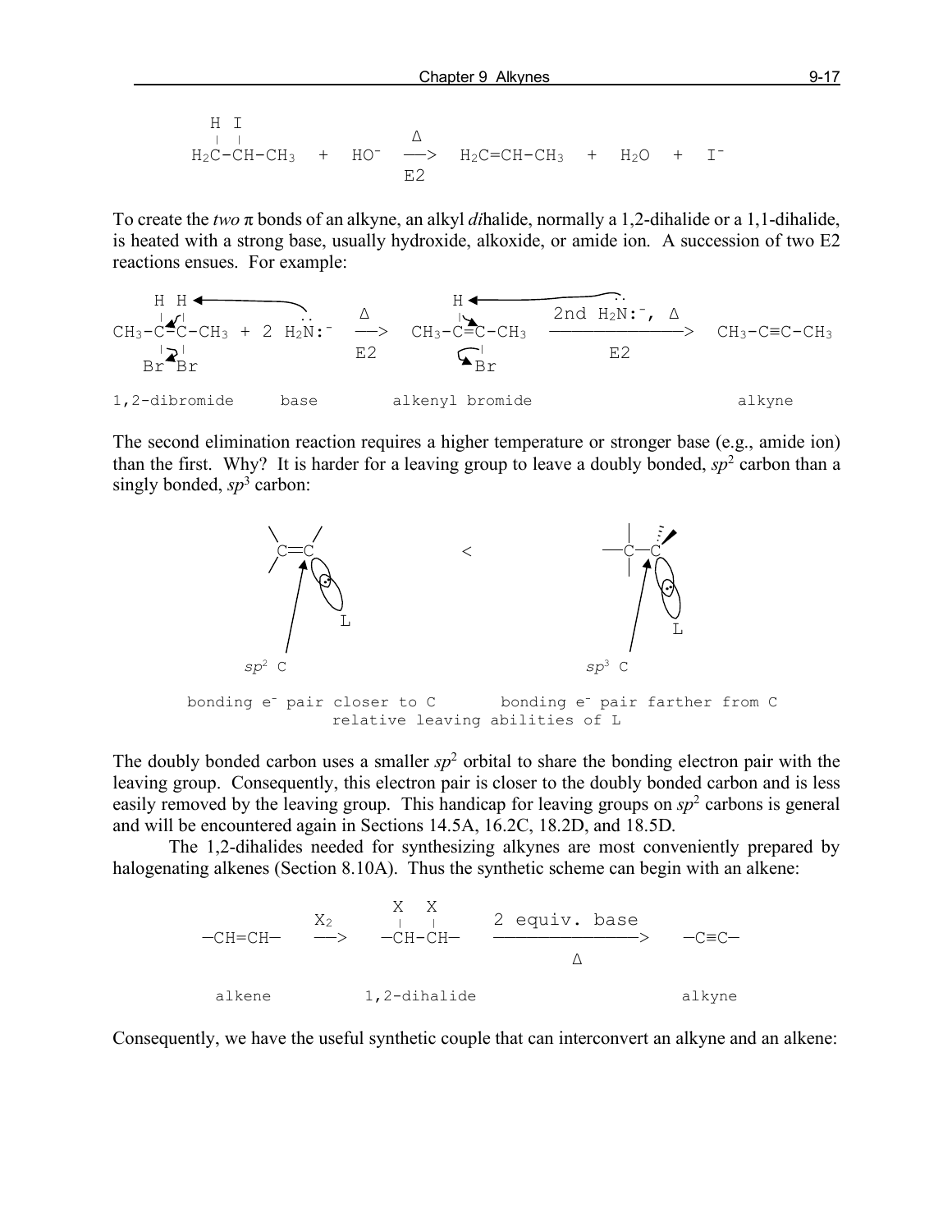```
   H  I
   |  |                    Δ
H2C-CH-CH3   +   HO-   ——>   H2C=CH-CH3   +   H2O   +   I-
                          E2
```

To create the *two* π bonds of an alkyne, an alkyl *di*halide, normally a 1,2-dihalide or a 1,1-dihalide, is heated with a strong base, usually hydroxide, alkoxide, or amide ion. A succession of two E2 reactions ensues. For example:

```
    H H                          H                  ..
    | |                ..   Δ    |        2nd H2N:-, Δ
CH3-C-C-CH3 + 2 H2N:-  ——>  CH3-C=C-CH3  ——————————————>  CH3-C≡C-CH3
    | |                     E2       |          E2
   Br Br                            Br

1,2-dibromide     base        alkenyl bromide                  alkyne
```

The second elimination reaction requires a higher temperature or stronger base (e.g., amide ion) than the first. Why? It is harder for a leaving group to leave a doubly bonded, $sp^2$ carbon than a singly bonded, $sp^3$ carbon:

```
      \   /                              |   ,
       C=C              <              —C—C
      /    \                             |   \
             L                                 L

   sp2 C                               sp3 C

 bonding e- pair closer to C      bonding e- pair farther from C
              relative leaving abilities of L
```

The doubly bonded carbon uses a smaller $sp^2$ orbital to share the bonding electron pair with the leaving group. Consequently, this electron pair is closer to the doubly bonded carbon and is less easily removed by the leaving group. This handicap for leaving groups on $sp^2$ carbons is general and will be encountered again in Sections 14.5A, 16.2C, 18.2D, and 18.5D.

The 1,2-dihalides needed for synthesizing alkynes are most conveniently prepared by halogenating alkenes (Section 8.10A). Thus the synthetic scheme can begin with an alkene:

```
                        X   X
            X2          |   |     2 equiv. base
 —CH=CH—   ——>       —CH-CH—    ———————————————>   —C≡C—
                                       Δ

  alkene             1,2-dihalide                  alkyne
```

Consequently, we have the useful synthetic couple that can interconvert an alkyne and an alkene: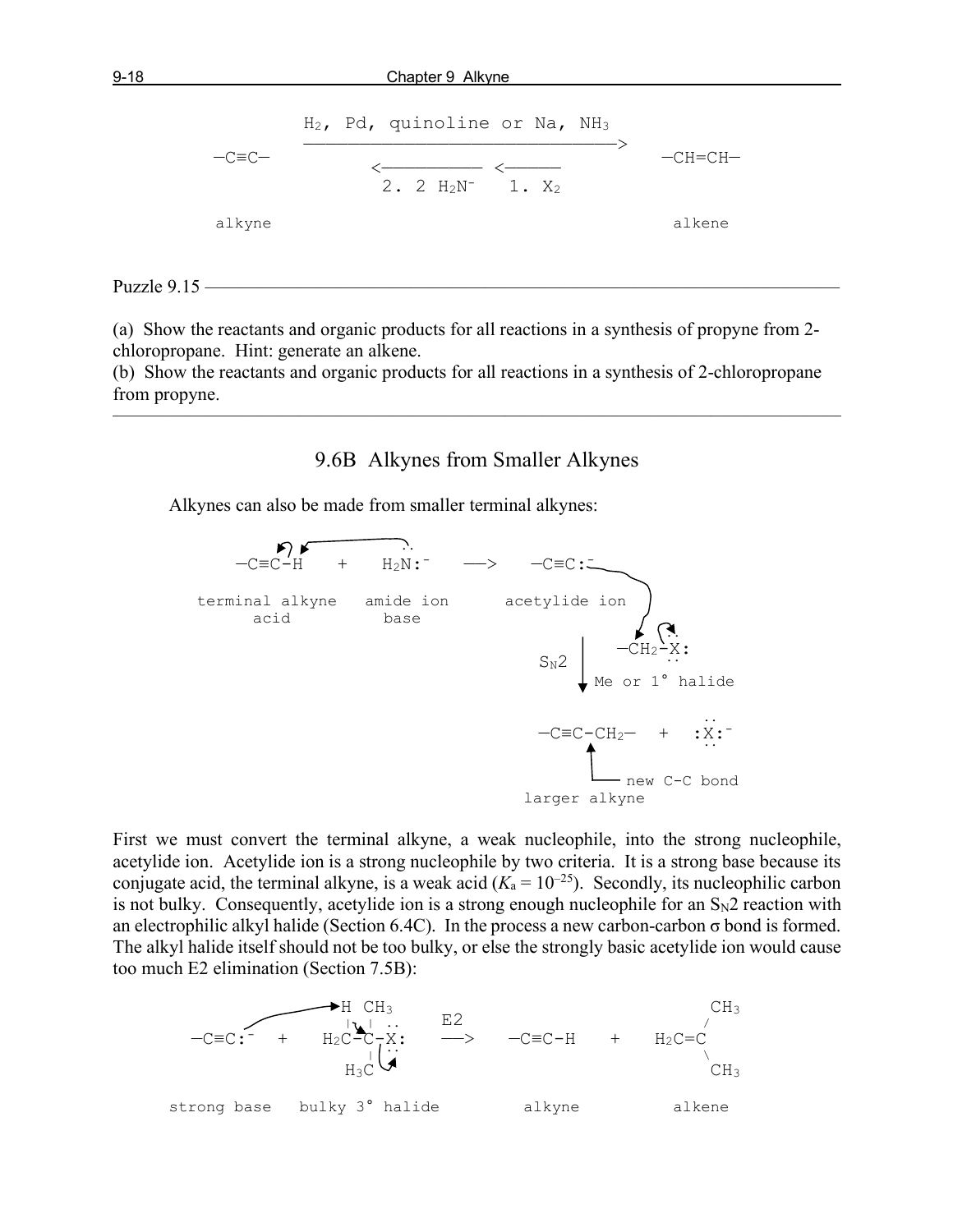```
              H2, Pd, quinoline or Na, NH3
              ——————————————————————————————>
—C≡C—                                          —CH=CH—
                  <——————————  <——————
                  2. 2 H2N-     1. X2

alkyne                                         alkene
```

---

Puzzle 9.15

(a) Show the reactants and organic products for all reactions in a synthesis of propyne from 2-chloropropane. Hint: generate an alkene.
(b) Show the reactants and organic products for all reactions in a synthesis of 2-chloropropane from propyne.

---

## 9.6B Alkynes from Smaller Alkynes

Alkynes can also be made from smaller terminal alkynes:

```
—C≡C-H      +    H2N:-     —>    —C≡C:-
terminal alkyne   amide ion       acetylide ion
     acid           base
                                       |         —CH2-X:
                                   SN2 |
                                       v  Me or 1° halide

                                  —C≡C-CH2—   +   :X:-
                                       ^
                                       |___ new C-C bond
                                  larger alkyne
```

First we must convert the terminal alkyne, a weak nucleophile, into the strong nucleophile, acetylide ion. Acetylide ion is a strong nucleophile by two criteria. It is a strong base because its conjugate acid, the terminal alkyne, is a weak acid ($K_a = 10^{-25}$). Secondly, its nucleophilic carbon is not bulky. Consequently, acetylide ion is a strong enough nucleophile for an $S_N2$ reaction with an electrophilic alkyl halide (Section 6.4C). In the process a new carbon-carbon σ bond is formed. The alkyl halide itself should not be too bulky, or else the strongly basic acetylide ion would cause too much E2 elimination (Section 7.5B):

```
                  H  CH3                                 CH3
                  |  |       E2                         /
—C≡C:-    +    H2C-C-X:     —>    —C≡C-H    +    H2C=C
                     |                                  \
                    H3C                                  CH3

strong base   bulky 3° halide      alkyne            alkene
```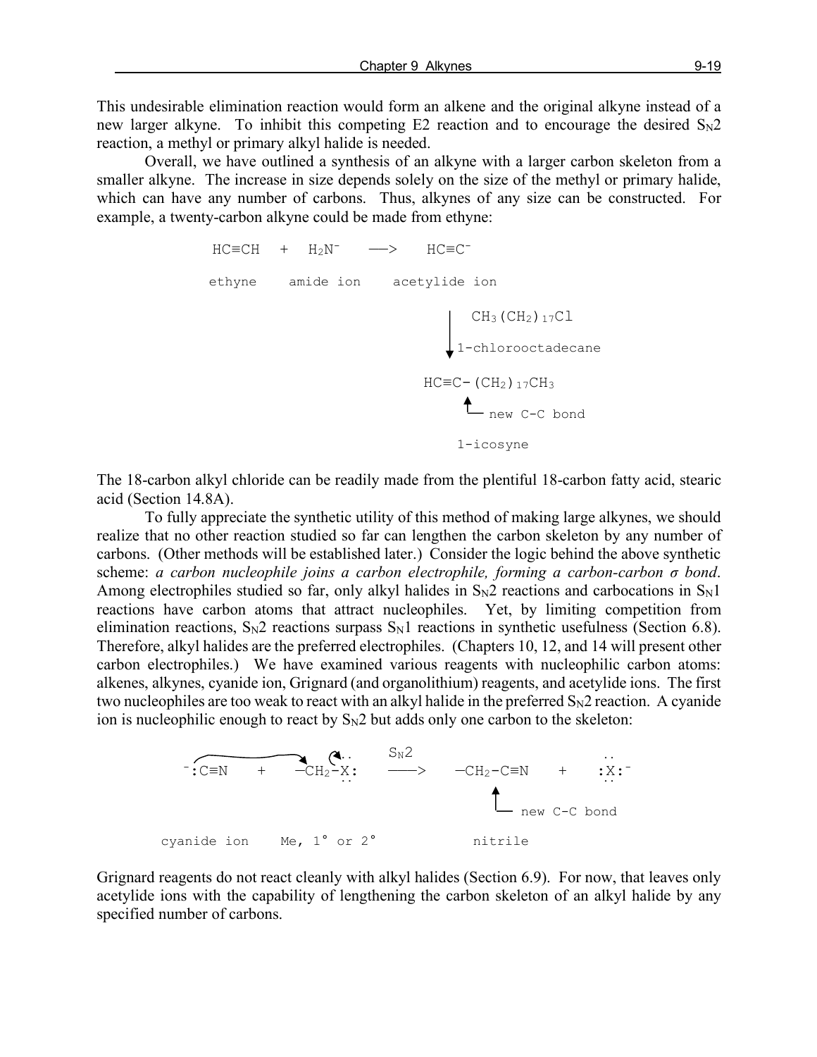This undesirable elimination reaction would form an alkene and the original alkyne instead of a new larger alkyne. To inhibit this competing E2 reaction and to encourage the desired $S_N2$ reaction, a methyl or primary alkyl halide is needed.

Overall, we have outlined a synthesis of an alkyne with a larger carbon skeleton from a smaller alkyne. The increase in size depends solely on the size of the methyl or primary halide, which can have any number of carbons. Thus, alkynes of any size can be constructed. For example, a twenty-carbon alkyne could be made from ethyne:

$$HC{\equiv}CH \quad + \quad H_2N^- \quad \longrightarrow \quad HC{\equiv}C^-$$

ethyne — amide ion — acetylide ion

$$\downarrow \; CH_3(CH_2)_{17}Cl \text{ (1-chlorooctadecane)}$$

$$HC{\equiv}C-(CH_2)_{17}CH_3$$

new C-C bond

1-icosyne

The 18-carbon alkyl chloride can be readily made from the plentiful 18-carbon fatty acid, stearic acid (Section 14.8A).

To fully appreciate the synthetic utility of this method of making large alkynes, we should realize that no other reaction studied so far can lengthen the carbon skeleton by any number of carbons. (Other methods will be established later.) Consider the logic behind the above synthetic scheme: *a carbon nucleophile joins a carbon electrophile, forming a carbon-carbon σ bond*. Among electrophiles studied so far, only alkyl halides in $S_N2$ reactions and carbocations in $S_N1$ reactions have carbon atoms that attract nucleophiles. Yet, by limiting competition from elimination reactions, $S_N2$ reactions surpass $S_N1$ reactions in synthetic usefulness (Section 6.8). Therefore, alkyl halides are the preferred electrophiles. (Chapters 10, 12, and 14 will present other carbon electrophiles.) We have examined various reagents with nucleophilic carbon atoms: alkenes, alkynes, cyanide ion, Grignard (and organolithium) reagents, and acetylide ions. The first two nucleophiles are too weak to react with an alkyl halide in the preferred $S_N2$ reaction. A cyanide ion is nucleophilic enough to react by $S_N2$ but adds only one carbon to the skeleton:

$$^-{:}C{\equiv}N \quad + \quad -CH_2-\ddot{X}{:} \quad \xrightarrow{S_N2} \quad -CH_2-C{\equiv}N \quad + \quad {:}\ddot{X}{:}^-$$

cyanide ion — Me, 1° or 2° — nitrile (new C-C bond)

Grignard reagents do not react cleanly with alkyl halides (Section 6.9). For now, that leaves only acetylide ions with the capability of lengthening the carbon skeleton of an alkyl halide by any specified number of carbons.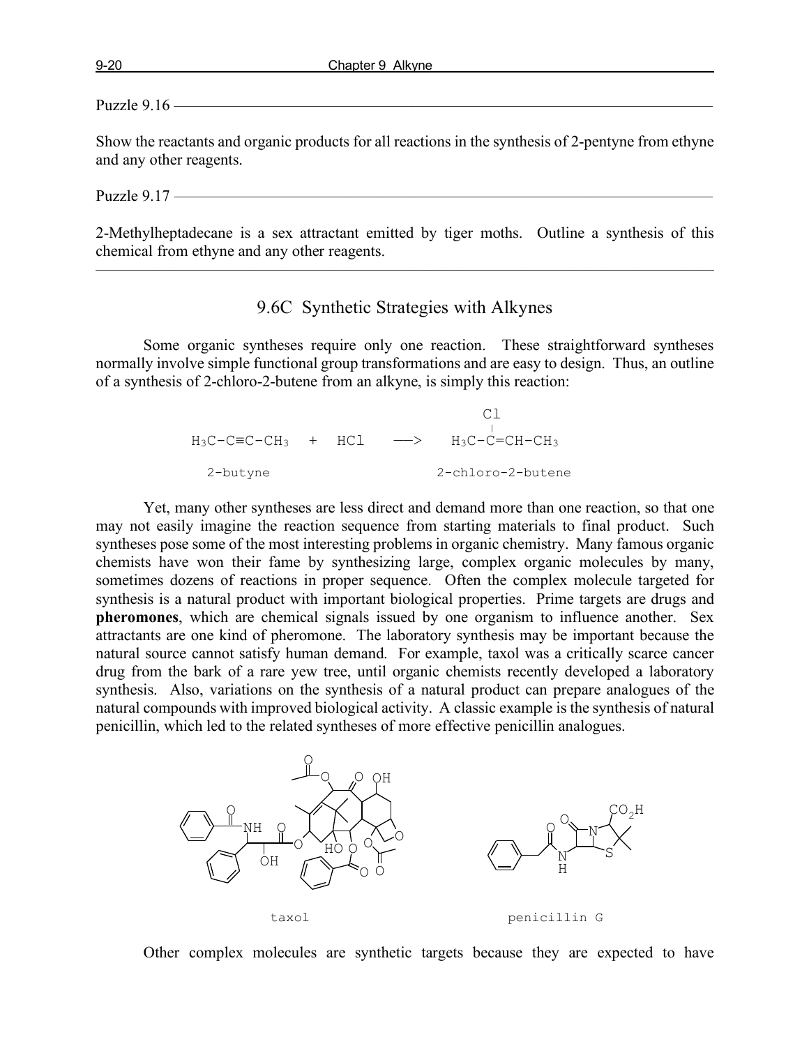Puzzle 9.16

Show the reactants and organic products for all reactions in the synthesis of 2-pentyne from ethyne and any other reagents.

Puzzle 9.17

2-Methylheptadecane is a sex attractant emitted by tiger moths. Outline a synthesis of this chemical from ethyne and any other reagents.

---

## 9.6C Synthetic Strategies with Alkynes

Some organic syntheses require only one reaction. These straightforward syntheses normally involve simple functional group transformations and are easy to design. Thus, an outline of a synthesis of 2-chloro-2-butene from an alkyne, is simply this reaction:

```
                                         Cl
                                         |
H3C-C≡C-CH3   +   HCl    ——>    H3C-C=CH-CH3

  2-butyne                       2-chloro-2-butene
```

Yet, many other syntheses are less direct and demand more than one reaction, so that one may not easily imagine the reaction sequence from starting materials to final product. Such syntheses pose some of the most interesting problems in organic chemistry. Many famous organic chemists have won their fame by synthesizing large, complex organic molecules by many, sometimes dozens of reactions in proper sequence. Often the complex molecule targeted for synthesis is a natural product with important biological properties. Prime targets are drugs and **pheromones**, which are chemical signals issued by one organism to influence another. Sex attractants are one kind of pheromone. The laboratory synthesis may be important because the natural source cannot satisfy human demand. For example, taxol was a critically scarce cancer drug from the bark of a rare yew tree, until organic chemists recently developed a laboratory synthesis. Also, variations on the synthesis of a natural product can prepare analogues of the natural compounds with improved biological activity. A classic example is the synthesis of natural penicillin, which led to the related syntheses of more effective penicillin analogues.

taxol penicillin G

Other complex molecules are synthetic targets because they are expected to have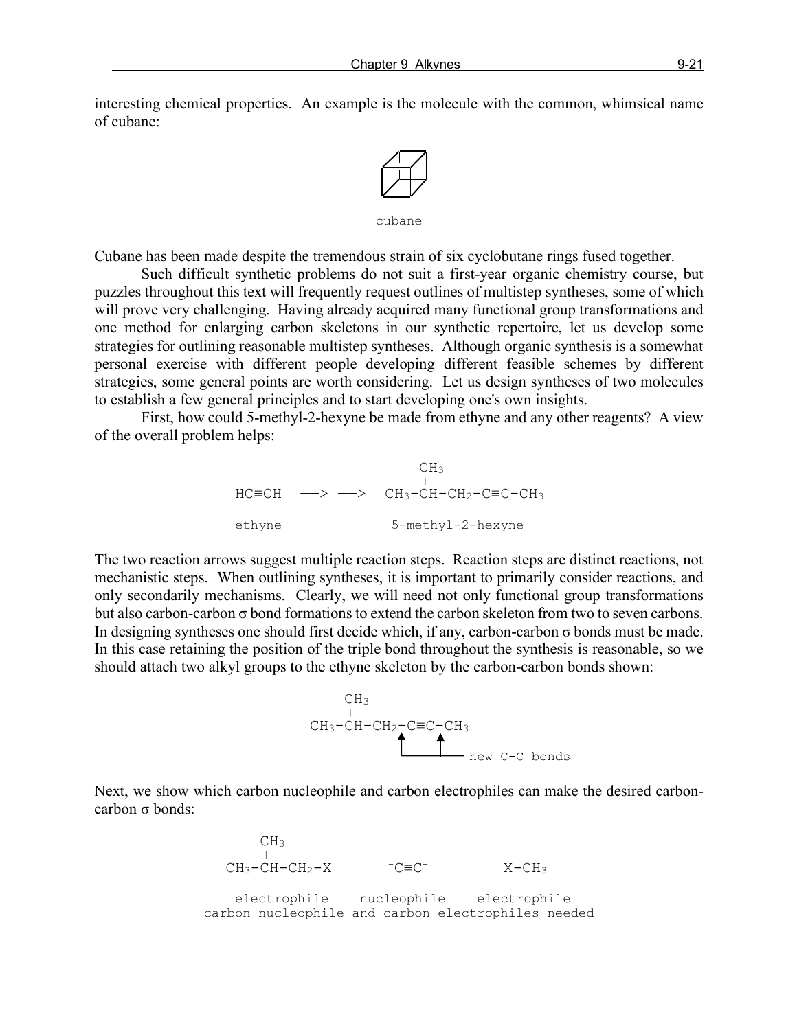interesting chemical properties. An example is the molecule with the common, whimsical name of cubane:

cubane

Cubane has been made despite the tremendous strain of six cyclobutane rings fused together.

Such difficult synthetic problems do not suit a first-year organic chemistry course, but puzzles throughout this text will frequently request outlines of multistep syntheses, some of which will prove very challenging. Having already acquired many functional group transformations and one method for enlarging carbon skeletons in our synthetic repertoire, let us develop some strategies for outlining reasonable multistep syntheses. Although organic synthesis is a somewhat personal exercise with different people developing different feasible schemes by different strategies, some general points are worth considering. Let us design syntheses of two molecules to establish a few general principles and to start developing one's own insights.

First, how could 5-methyl-2-hexyne be made from ethyne and any other reagents? A view of the overall problem helps:

```
                              CH3
                              |
HC≡CH   —> —>    CH3-CH-CH2-C≡C-CH3

ethyne              5-methyl-2-hexyne
```

The two reaction arrows suggest multiple reaction steps. Reaction steps are distinct reactions, not mechanistic steps. When outlining syntheses, it is important to primarily consider reactions, and only secondarily mechanisms. Clearly, we will need not only functional group transformations but also carbon-carbon σ bond formations to extend the carbon skeleton from two to seven carbons. In designing syntheses one should first decide which, if any, carbon-carbon σ bonds must be made. In this case retaining the position of the triple bond throughout the synthesis is reasonable, so we should attach two alkyl groups to the ethyne skeleton by the carbon-carbon bonds shown:

```
       CH3
       |
CH3-CH-CH2-C≡C-CH3
           ↑   ↑
           └───┴── new C-C bonds
```

Next, we show which carbon nucleophile and carbon electrophiles can make the desired carbon-carbon σ bonds:

```
      CH3
      |
CH3-CH-CH2-X        ⁻C≡C⁻          X-CH3

  electrophile    nucleophile    electrophile
carbon nucleophile and carbon electrophiles needed
```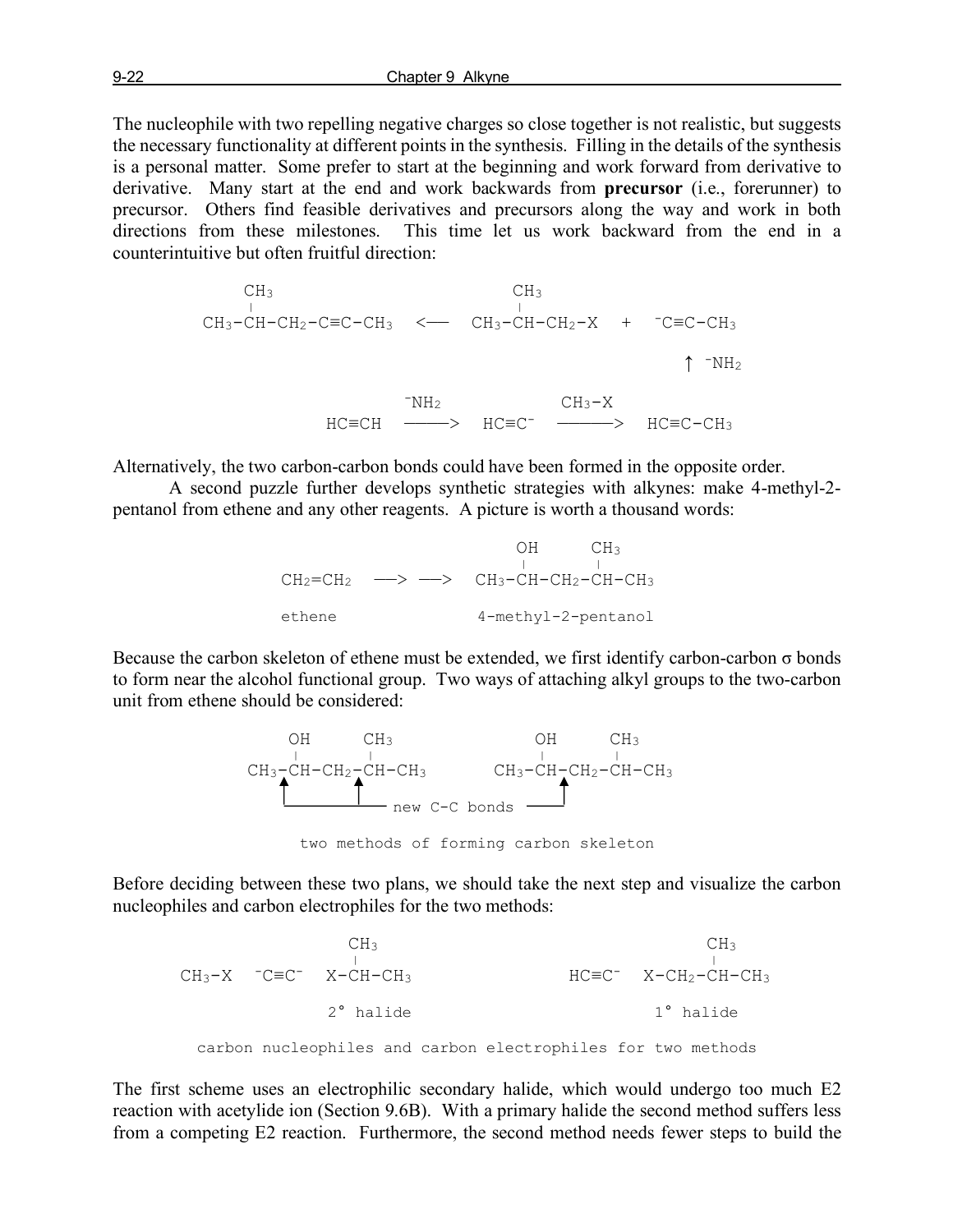The nucleophile with two repelling negative charges so close together is not realistic, but suggests the necessary functionality at different points in the synthesis. Filling in the details of the synthesis is a personal matter. Some prefer to start at the beginning and work forward from derivative to derivative. Many start at the end and work backwards from **precursor** (i.e., forerunner) to precursor. Others find feasible derivatives and precursors along the way and work in both directions from these milestones. This time let us work backward from the end in a counterintuitive but often fruitful direction:

```
      CH3                              CH3
      |                                |
CH3-CH-CH2-C≡C-CH3   <——   CH3-CH-CH2-X   +   ⁻C≡C-CH3

                                                    ↑ ⁻NH2

                     ⁻NH2              CH3-X
             HC≡CH   ———>   HC≡C⁻   ———>   HC≡C-CH3
```

Alternatively, the two carbon-carbon bonds could have been formed in the opposite order.

A second puzzle further develops synthetic strategies with alkynes: make 4-methyl-2-pentanol from ethene and any other reagents. A picture is worth a thousand words:

```
                          OH      CH3
                          |       |
CH2=CH2   ——> ——>   CH3-CH-CH2-CH-CH3

ethene               4-methyl-2-pentanol
```

Because the carbon skeleton of ethene must be extended, we first identify carbon-carbon σ bonds to form near the alcohol functional group. Two ways of attaching alkyl groups to the two-carbon unit from ethene should be considered:

```
     OH      CH3                  OH      CH3
     |       |                    |       |
CH3-CH-CH2-CH-CH3           CH3-CH-CH2-CH-CH3
   ↑       ↑                          ↑
   └───────┴──── new C-C bonds ───────┘

        two methods of forming carbon skeleton
```

Before deciding between these two plans, we should take the next step and visualize the carbon nucleophiles and carbon electrophiles for the two methods:

```
                    CH3                            CH3
                    |                              |
CH3-X   ⁻C≡C⁻   X-CH-CH3          HC≡C⁻   X-CH2-CH-CH3

                2° halide                   1° halide

    carbon nucleophiles and carbon electrophiles for two methods
```

The first scheme uses an electrophilic secondary halide, which would undergo too much E2 reaction with acetylide ion (Section 9.6B). With a primary halide the second method suffers less from a competing E2 reaction. Furthermore, the second method needs fewer steps to build the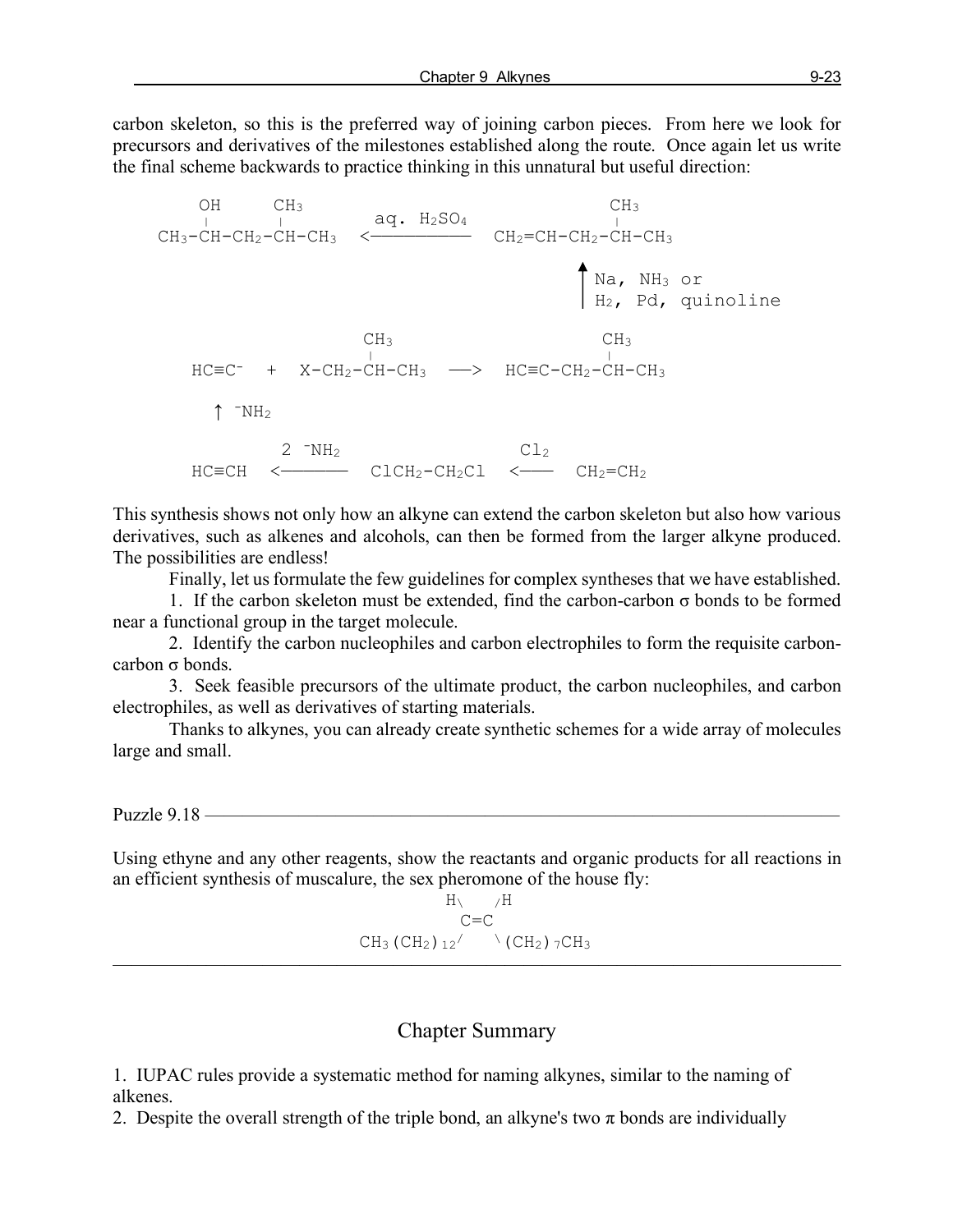carbon skeleton, so this is the preferred way of joining carbon pieces. From here we look for precursors and derivatives of the milestones established along the route. Once again let us write the final scheme backwards to practice thinking in this unnatural but useful direction:

```
   OH      CH3                                    CH3
   |       |           aq. H2SO4                  |
CH3-CH-CH2-CH-CH3  <-------------  CH2=CH-CH2-CH-CH3

                                           ^ Na, NH3 or
                                           | H2, Pd, quinoline

                  CH3                             CH3
                  |                               |
HC≡C-  +  X-CH2-CH-CH3  ---->  HC≡C-CH2-CH-CH3

   ↑ -NH2

         2 -NH2                     Cl2
HC≡CH  <--------  ClCH2-CH2Cl  <-----  CH2=CH2
```

This synthesis shows not only how an alkyne can extend the carbon skeleton but also how various derivatives, such as alkenes and alcohols, can then be formed from the larger alkyne produced. The possibilities are endless!

Finally, let us formulate the few guidelines for complex syntheses that we have established.

1. If the carbon skeleton must be extended, find the carbon-carbon σ bonds to be formed near a functional group in the target molecule.

2. Identify the carbon nucleophiles and carbon electrophiles to form the requisite carbon-carbon σ bonds.

3. Seek feasible precursors of the ultimate product, the carbon nucleophiles, and carbon electrophiles, as well as derivatives of starting materials.

Thanks to alkynes, you can already create synthetic schemes for a wide array of molecules large and small.

---

Puzzle 9.18

Using ethyne and any other reagents, show the reactants and organic products for all reactions in an efficient synthesis of muscalure, the sex pheromone of the house fly:

```
              H\     /H
                C=C
CH3(CH2)12/       \(CH2)7CH3
```

---

## Chapter Summary

1. IUPAC rules provide a systematic method for naming alkynes, similar to the naming of alkenes.

2. Despite the overall strength of the triple bond, an alkyne's two π bonds are individually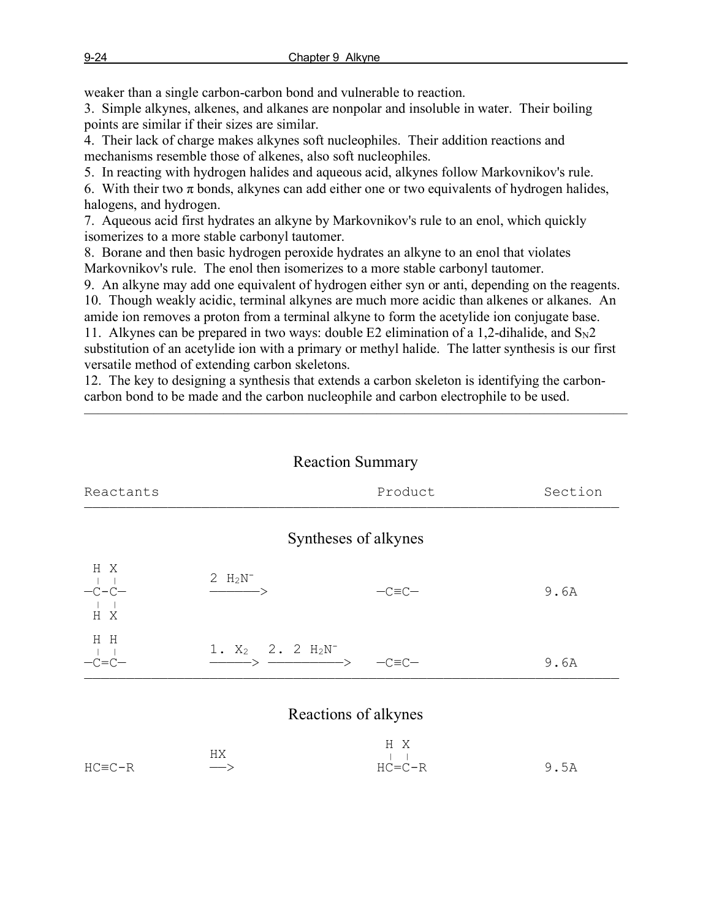weaker than a single carbon-carbon bond and vulnerable to reaction.
3. Simple alkynes, alkenes, and alkanes are nonpolar and insoluble in water. Their boiling points are similar if their sizes are similar.
4. Their lack of charge makes alkynes soft nucleophiles. Their addition reactions and mechanisms resemble those of alkenes, also soft nucleophiles.
5. In reacting with hydrogen halides and aqueous acid, alkynes follow Markovnikov's rule.
6. With their two π bonds, alkynes can add either one or two equivalents of hydrogen halides, halogens, and hydrogen.
7. Aqueous acid first hydrates an alkyne by Markovnikov's rule to an enol, which quickly isomerizes to a more stable carbonyl tautomer.
8. Borane and then basic hydrogen peroxide hydrates an alkyne to an enol that violates Markovnikov's rule. The enol then isomerizes to a more stable carbonyl tautomer.
9. An alkyne may add one equivalent of hydrogen either syn or anti, depending on the reagents.
10. Though weakly acidic, terminal alkynes are much more acidic than alkenes or alkanes. An amide ion removes a proton from a terminal alkyne to form the acetylide ion conjugate base.
11. Alkynes can be prepared in two ways: double E2 elimination of a 1,2-dihalide, and $S_N2$ substitution of an acetylide ion with a primary or methyl halide. The latter synthesis is our first versatile method of extending carbon skeletons.
12. The key to designing a synthesis that extends a carbon skeleton is identifying the carbon-carbon bond to be made and the carbon nucleophile and carbon electrophile to be used.

---

## Reaction Summary

| Reactants | | Product | Section |
|---|---|---|---|

### Syntheses of alkynes

```
 H X
 | |          2 H2N-
—C-C—        ———————>              —C≡C—            9.6A
 | |
 H X

 H H
 | |          1. X2   2. 2 H2N-
—C=C—        ——————> ——————————>   —C≡C—            9.6A
```

### Reactions of alkynes

```
                                     H X
              HX                     | |
HC≡C-R       ——>                    HC=C-R           9.5A
```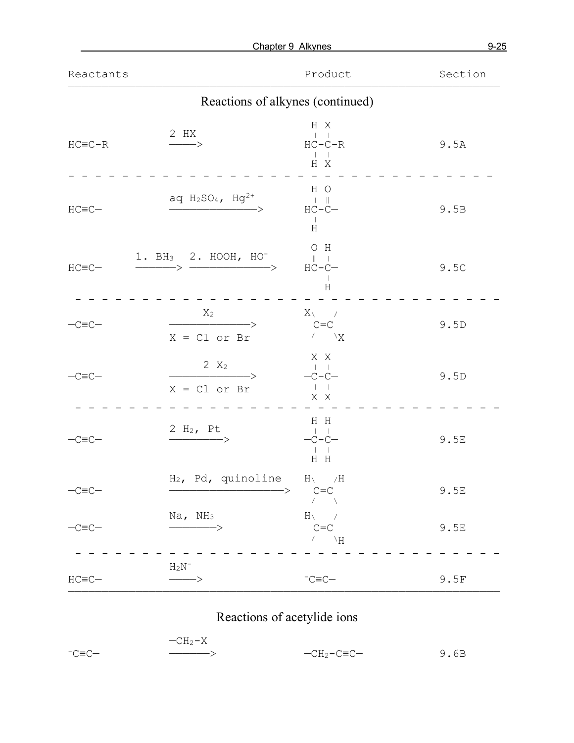| Reactants | | Product | Section |
|---|---|---|---|
| **Reactions of alkynes (continued)** | | | |
| HC≡C-R | $\xrightarrow{2\ HX}$ | $HC(H)(H)-C(X)(X)-R$ (H X / HC-C-R / H X) | 9.5A |
| HC≡C— | $\xrightarrow{aq\ H_2SO_4,\ Hg^{2+}}$ | H O / HC-C— (C=O) / H | 9.5B |
| HC≡C— | $\xrightarrow{1.\ BH_3}\ \xrightarrow{2.\ HOOH,\ HO^-}$ | O H / HC-C— (HC=O) / H | 9.5C |
| —C≡C— | $\xrightarrow[X\ =\ Cl\ or\ Br]{X_2}$ | X\ / C=C / \X | 9.5D |
| —C≡C— | $\xrightarrow[X\ =\ Cl\ or\ Br]{2\ X_2}$ | X X / —C-C— / X X | 9.5D |
| —C≡C— | $\xrightarrow{2\ H_2,\ Pt}$ | H H / —C-C— / H H | 9.5E |
| —C≡C— | $\xrightarrow{H_2,\ Pd,\ quinoline}$ | H\ /H / C=C / / \ | 9.5E |
| —C≡C— | $\xrightarrow{Na,\ NH_3}$ | H\ / / C=C / / \H | 9.5E |
| HC≡C— | $\xrightarrow{H_2N^-}$ | $^-$C≡C— | 9.5F |
| **Reactions of acetylide ions** | | | |
| $^-$C≡C— | $\xrightarrow{—CH_2-X}$ | $—CH_2-C≡C—$ | 9.6B |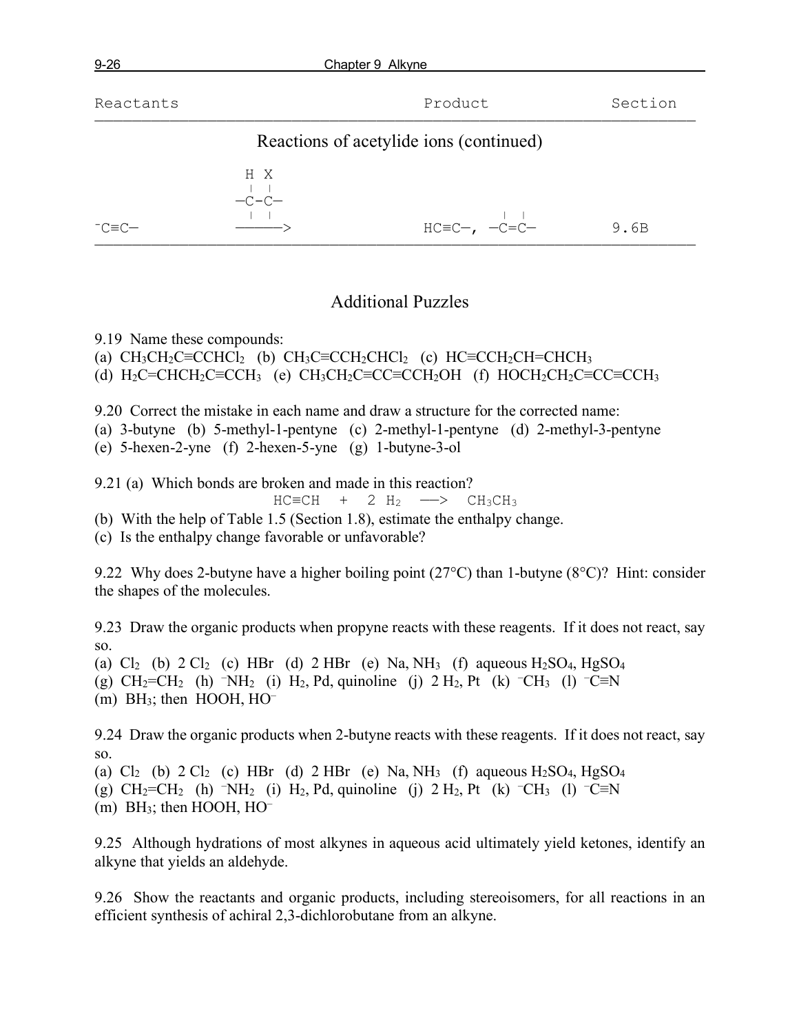| Reactants | | Product | Section |
|---|---|---|---|
| **Reactions of acetylide ions (continued)** | | | |
| $^{-}C{\equiv}C—$ | H X / —C–C— (with vertical bonds) ———> | $HC{\equiv}C—$, —C=C— (with vertical bonds) | 9.6B |

## Additional Puzzles

9.19 Name these compounds:
(a) $CH_3CH_2C{\equiv}CCHCl_2$ (b) $CH_3C{\equiv}CCH_2CHCl_2$ (c) $HC{\equiv}CCH_2CH{=}CHCH_3$
(d) $H_2C{=}CHCH_2C{\equiv}CCH_3$ (e) $CH_3CH_2C{\equiv}CC{\equiv}CCH_2OH$ (f) $HOCH_2CH_2C{\equiv}CC{\equiv}CCH_3$

9.20 Correct the mistake in each name and draw a structure for the corrected name:
(a) 3-butyne (b) 5-methyl-1-pentyne (c) 2-methyl-1-pentyne (d) 2-methyl-3-pentyne
(e) 5-hexen-2-yne (f) 2-hexen-5-yne (g) 1-butyne-3-ol

9.21 (a) Which bonds are broken and made in this reaction?

$$HC{\equiv}CH \quad + \quad 2\ H_2 \quad \longrightarrow \quad CH_3CH_3$$

(b) With the help of Table 1.5 (Section 1.8), estimate the enthalpy change.
(c) Is the enthalpy change favorable or unfavorable?

9.22 Why does 2-butyne have a higher boiling point (27°C) than 1-butyne (8°C)? Hint: consider the shapes of the molecules.

9.23 Draw the organic products when propyne reacts with these reagents. If it does not react, say so.
(a) $Cl_2$ (b) 2 $Cl_2$ (c) HBr (d) 2 HBr (e) Na, $NH_3$ (f) aqueous $H_2SO_4$, $HgSO_4$
(g) $CH_2{=}CH_2$ (h) $^{-}NH_2$ (i) $H_2$, Pd, quinoline (j) 2 $H_2$, Pt (k) $^{-}CH_3$ (l) $^{-}C{\equiv}N$
(m) $BH_3$; then HOOH, $HO^{-}$

9.24 Draw the organic products when 2-butyne reacts with these reagents. If it does not react, say so.
(a) $Cl_2$ (b) 2 $Cl_2$ (c) HBr (d) 2 HBr (e) Na, $NH_3$ (f) aqueous $H_2SO_4$, $HgSO_4$
(g) $CH_2{=}CH_2$ (h) $^{-}NH_2$ (i) $H_2$, Pd, quinoline (j) 2 $H_2$, Pt (k) $^{-}CH_3$ (l) $^{-}C{\equiv}N$
(m) $BH_3$; then HOOH, $HO^{-}$

9.25 Although hydrations of most alkynes in aqueous acid ultimately yield ketones, identify an alkyne that yields an aldehyde.

9.26 Show the reactants and organic products, including stereoisomers, for all reactions in an efficient synthesis of achiral 2,3-dichlorobutane from an alkyne.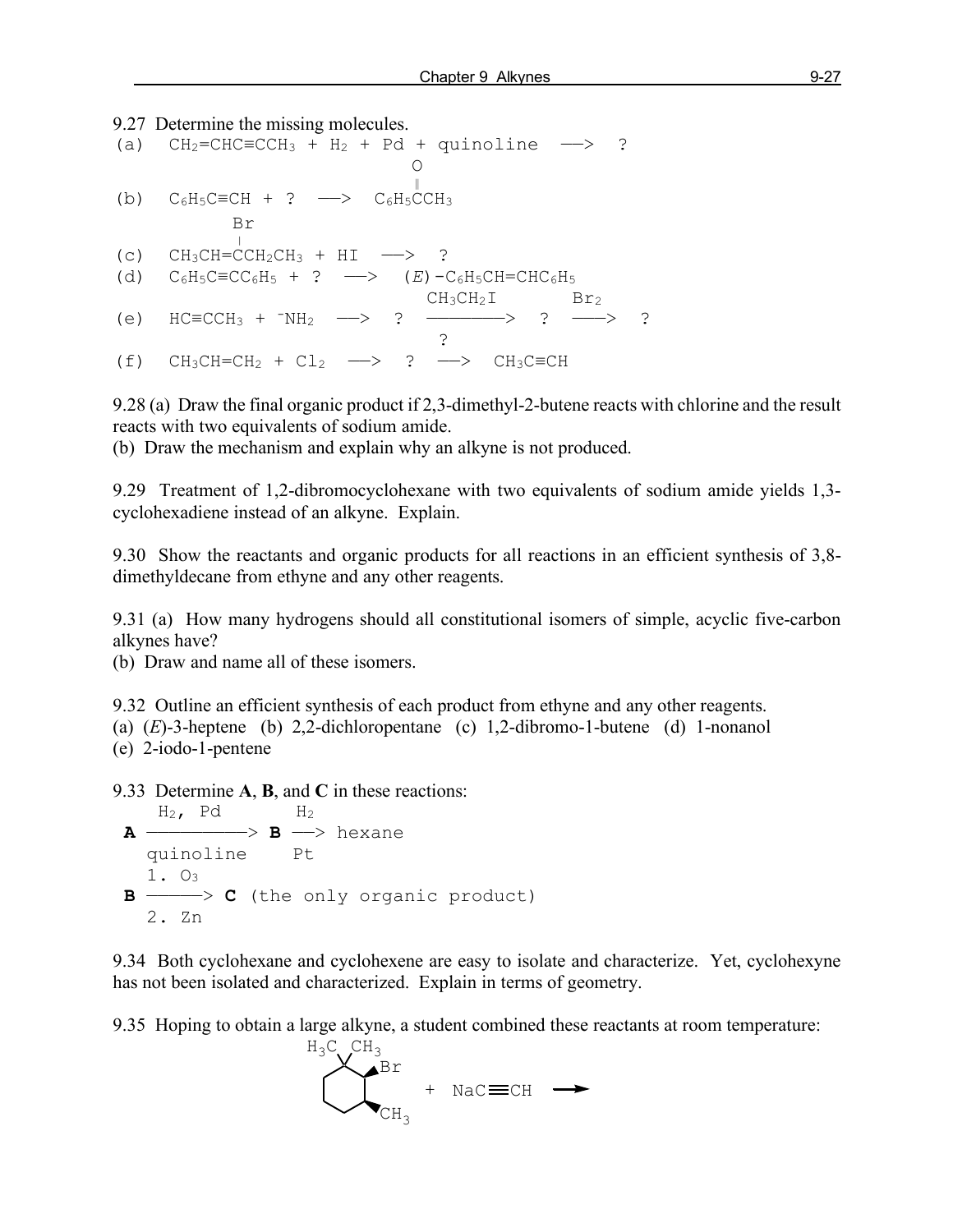9.27 Determine the missing molecules.

(a) $CH_2{=}CHC{\equiv}CCH_3 + H_2 + Pd + \text{quinoline} \longrightarrow ?$

(b) $C_6H_5C{\equiv}CH + ? \longrightarrow C_6H_5\overset{\overset{\displaystyle O}{\|}}{C}CH_3$

(c) $CH_3CH{=}\overset{\overset{\displaystyle Br}{|}}{C}CH_2CH_3 + HI \longrightarrow ?$

(d) $C_6H_5C{\equiv}CC_6H_5 + ? \longrightarrow (E)\text{-}C_6H_5CH{=}CHC_6H_5$

(e) $HC{\equiv}CCH_3 + {}^{-}NH_2 \longrightarrow ? \xrightarrow[?]{CH_3CH_2I} ? \xrightarrow{Br_2} ?$

(f) $CH_3CH{=}CH_2 + Cl_2 \longrightarrow ? \longrightarrow CH_3C{\equiv}CH$

9.28 (a) Draw the final organic product if 2,3-dimethyl-2-butene reacts with chlorine and the result reacts with two equivalents of sodium amide.
(b) Draw the mechanism and explain why an alkyne is not produced.

9.29 Treatment of 1,2-dibromocyclohexane with two equivalents of sodium amide yields 1,3-cyclohexadiene instead of an alkyne. Explain.

9.30 Show the reactants and organic products for all reactions in an efficient synthesis of 3,8-dimethyldecane from ethyne and any other reagents.

9.31 (a) How many hydrogens should all constitutional isomers of simple, acyclic five-carbon alkynes have?
(b) Draw and name all of these isomers.

9.32 Outline an efficient synthesis of each product from ethyne and any other reagents.
(a) (*E*)-3-heptene (b) 2,2-dichloropentane (c) 1,2-dibromo-1-butene (d) 1-nonanol
(e) 2-iodo-1-pentene

9.33 Determine **A**, **B**, and **C** in these reactions:

$$\textbf{A} \xrightarrow[\text{quinoline}]{H_2,\ Pd} \textbf{B} \xrightarrow[Pt]{H_2} \text{hexane}$$

$$\textbf{B} \xrightarrow[2.\ Zn]{1.\ O_3} \textbf{C} \text{ (the only organic product)}$$

9.34 Both cyclohexane and cyclohexene are easy to isolate and characterize. Yet, cyclohexyne has not been isolated and characterized. Explain in terms of geometry.

9.35 Hoping to obtain a large alkyne, a student combined these reactants at room temperature:

[Structure: cyclohexane ring bearing a gem-dimethyl carbon ($H_3C$, $CH_3$), an adjacent carbon with wedged Br, and the next carbon with wedged $CH_3$] + $NaC{\equiv}CH \longrightarrow$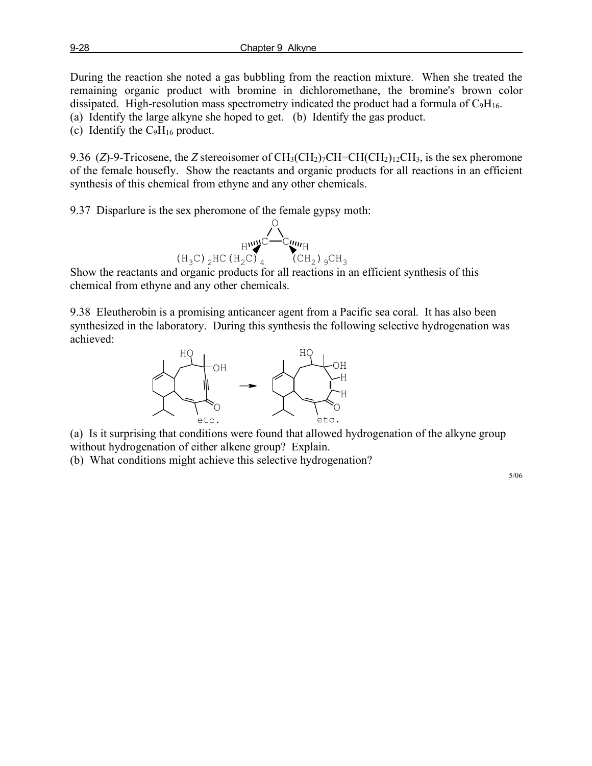During the reaction she noted a gas bubbling from the reaction mixture. When she treated the remaining organic product with bromine in dichloromethane, the bromine's brown color dissipated. High-resolution mass spectrometry indicated the product had a formula of $C_9H_{16}$.

(a) Identify the large alkyne she hoped to get. (b) Identify the gas product.

(c) Identify the $C_9H_{16}$ product.

9.36 (*Z*)-9-Tricosene, the *Z* stereoisomer of $CH_3(CH_2)_7CH{=}CH(CH_2)_{12}CH_3$, is the sex pheromone of the female housefly. Show the reactants and organic products for all reactions in an efficient synthesis of this chemical from ethyne and any other chemicals.

9.37 Disparlure is the sex pheromone of the female gypsy moth:

$(H_3C)_2HC(H_2C)_4$ $(CH_2)_9CH_3$

Show the reactants and organic products for all reactions in an efficient synthesis of this chemical from ethyne and any other chemicals.

9.38 Eleutherobin is a promising anticancer agent from a Pacific sea coral. It has also been synthesized in the laboratory. During this synthesis the following selective hydrogenation was achieved:

etc. etc.

(a) Is it surprising that conditions were found that allowed hydrogenation of the alkyne group without hydrogenation of either alkene group? Explain.

(b) What conditions might achieve this selective hydrogenation?

5/06